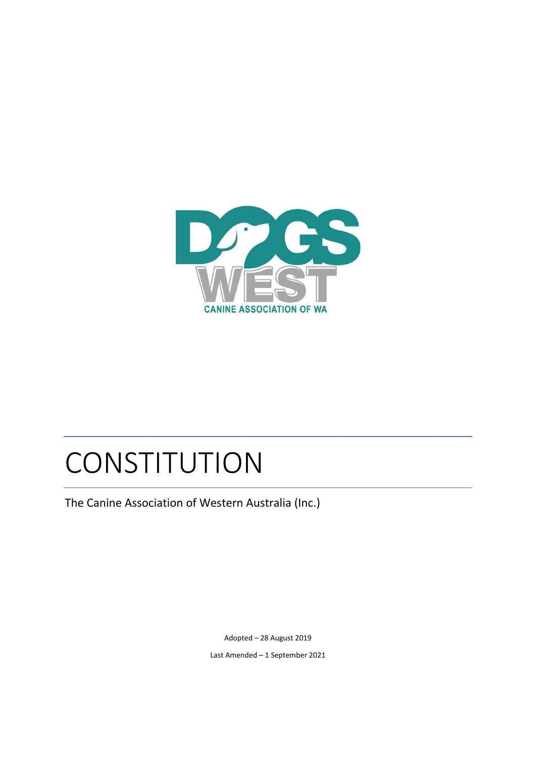# CONSTITUTION

The Canine Association of Western Australia (Inc.)

Adopted – 28 August 2019

Last Amended – 1 September 2021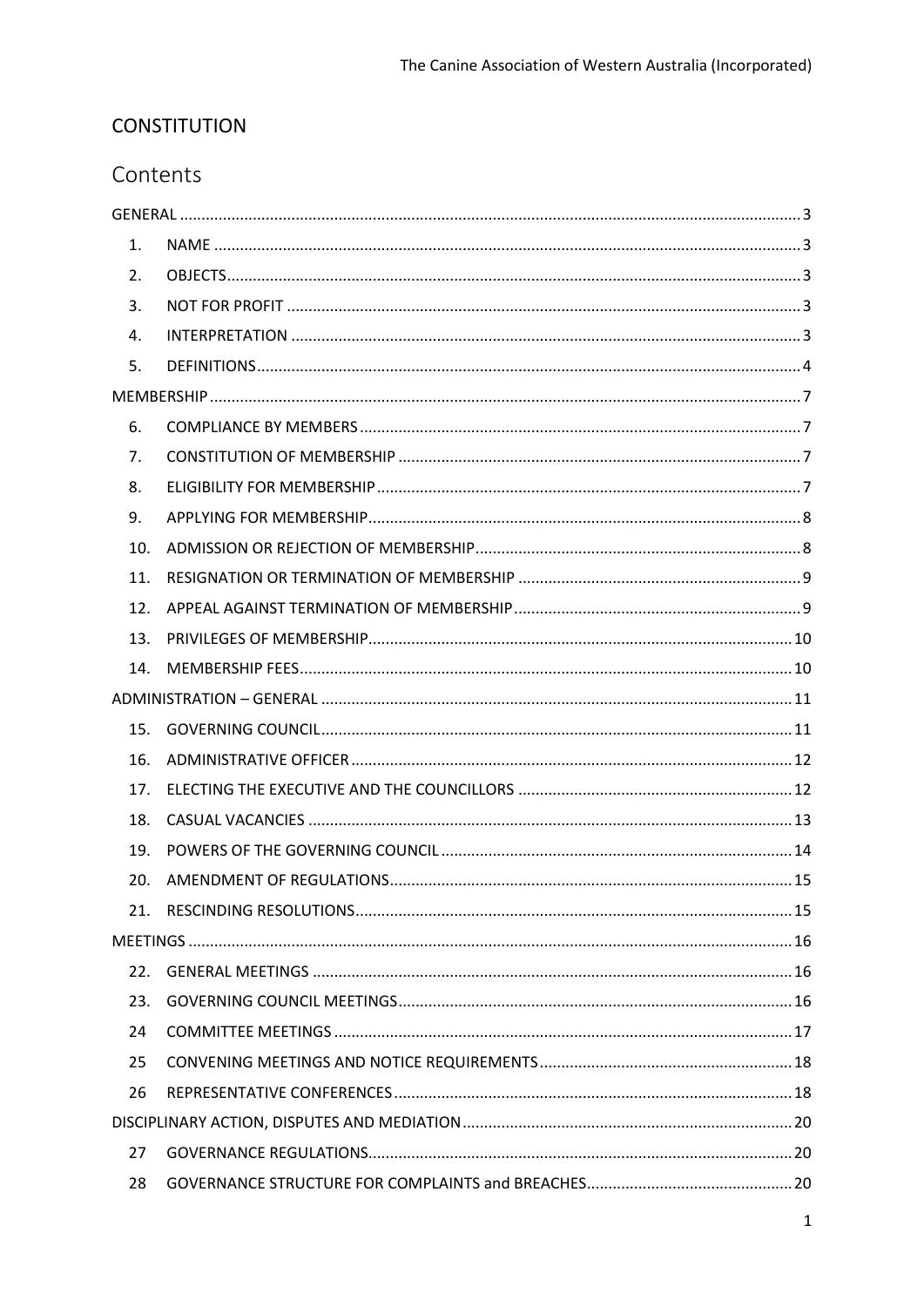## CONSTITUTION

# Contents

GENERAL ... 3

1. NAME ... 3
2. OBJECTS ... 3
3. NOT FOR PROFIT ... 3
4. INTERPRETATION ... 3
5. DEFINITIONS ... 4

MEMBERSHIP ... 7

6. COMPLIANCE BY MEMBERS ... 7
7. CONSTITUTION OF MEMBERSHIP ... 7
8. ELIGIBILITY FOR MEMBERSHIP ... 7
9. APPLYING FOR MEMBERSHIP ... 8
10. ADMISSION OR REJECTION OF MEMBERSHIP ... 8
11. RESIGNATION OR TERMINATION OF MEMBERSHIP ... 9
12. APPEAL AGAINST TERMINATION OF MEMBERSHIP ... 9
13. PRIVILEGES OF MEMBERSHIP ... 10
14. MEMBERSHIP FEES ... 10

ADMINISTRATION – GENERAL ... 11

15. GOVERNING COUNCIL ... 11
16. ADMINISTRATIVE OFFICER ... 12
17. ELECTING THE EXECUTIVE AND THE COUNCILLORS ... 12
18. CASUAL VACANCIES ... 13
19. POWERS OF THE GOVERNING COUNCIL ... 14
20. AMENDMENT OF REGULATIONS ... 15
21. RESCINDING RESOLUTIONS ... 15

MEETINGS ... 16

22. GENERAL MEETINGS ... 16
23. GOVERNING COUNCIL MEETINGS ... 16
24. COMMITTEE MEETINGS ... 17
25. CONVENING MEETINGS AND NOTICE REQUIREMENTS ... 18
26. REPRESENTATIVE CONFERENCES ... 18

DISCIPLINARY ACTION, DISPUTES AND MEDIATION ... 20

27. GOVERNANCE REGULATIONS ... 20
28. GOVERNANCE STRUCTURE FOR COMPLAINTS and BREACHES ... 20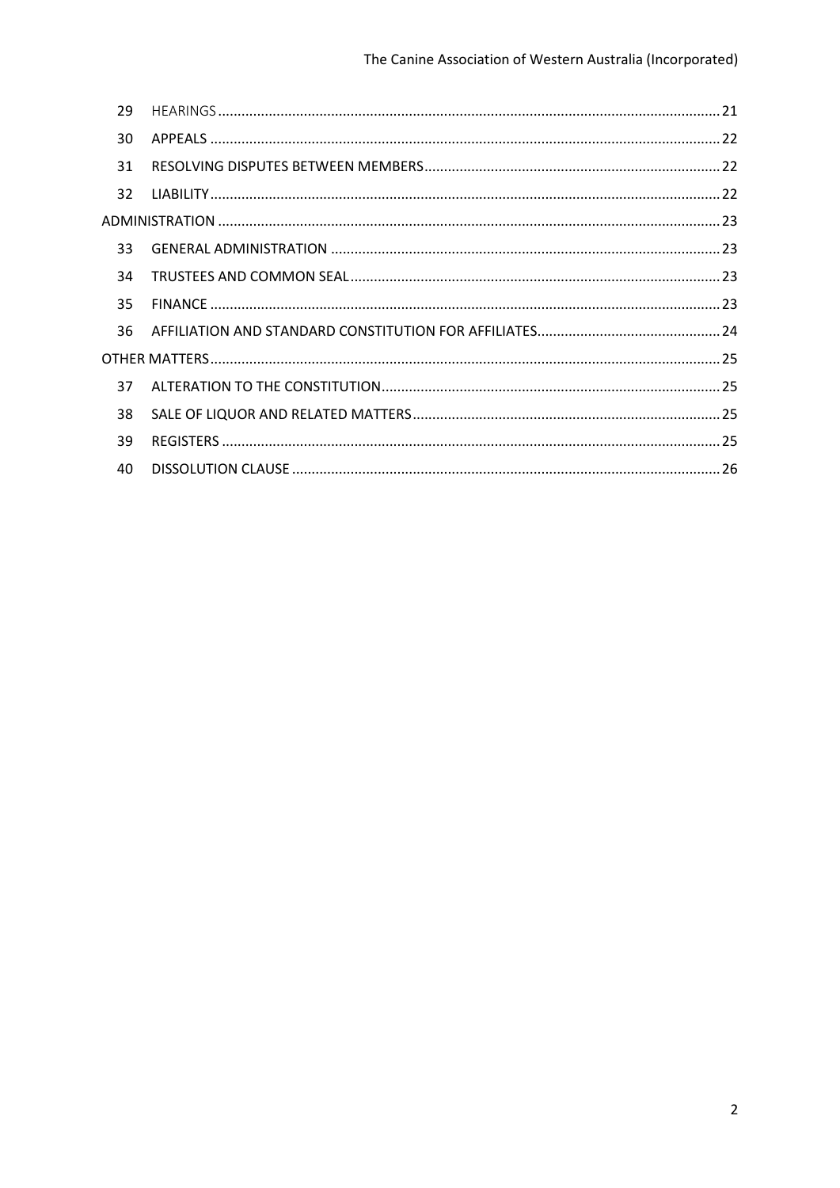| | | |
|---|---|---|
| 29 | HEARINGS | 21 |
| 30 | APPEALS | 22 |
| 31 | RESOLVING DISPUTES BETWEEN MEMBERS | 22 |
| 32 | LIABILITY | 22 |
| ADMINISTRATION | | 23 |
| 33 | GENERAL ADMINISTRATION | 23 |
| 34 | TRUSTEES AND COMMON SEAL | 23 |
| 35 | FINANCE | 23 |
| 36 | AFFILIATION AND STANDARD CONSTITUTION FOR AFFILIATES | 24 |
| OTHER MATTERS | | 25 |
| 37 | ALTERATION TO THE CONSTITUTION | 25 |
| 38 | SALE OF LIQUOR AND RELATED MATTERS | 25 |
| 39 | REGISTERS | 25 |
| 40 | DISSOLUTION CLAUSE | 26 |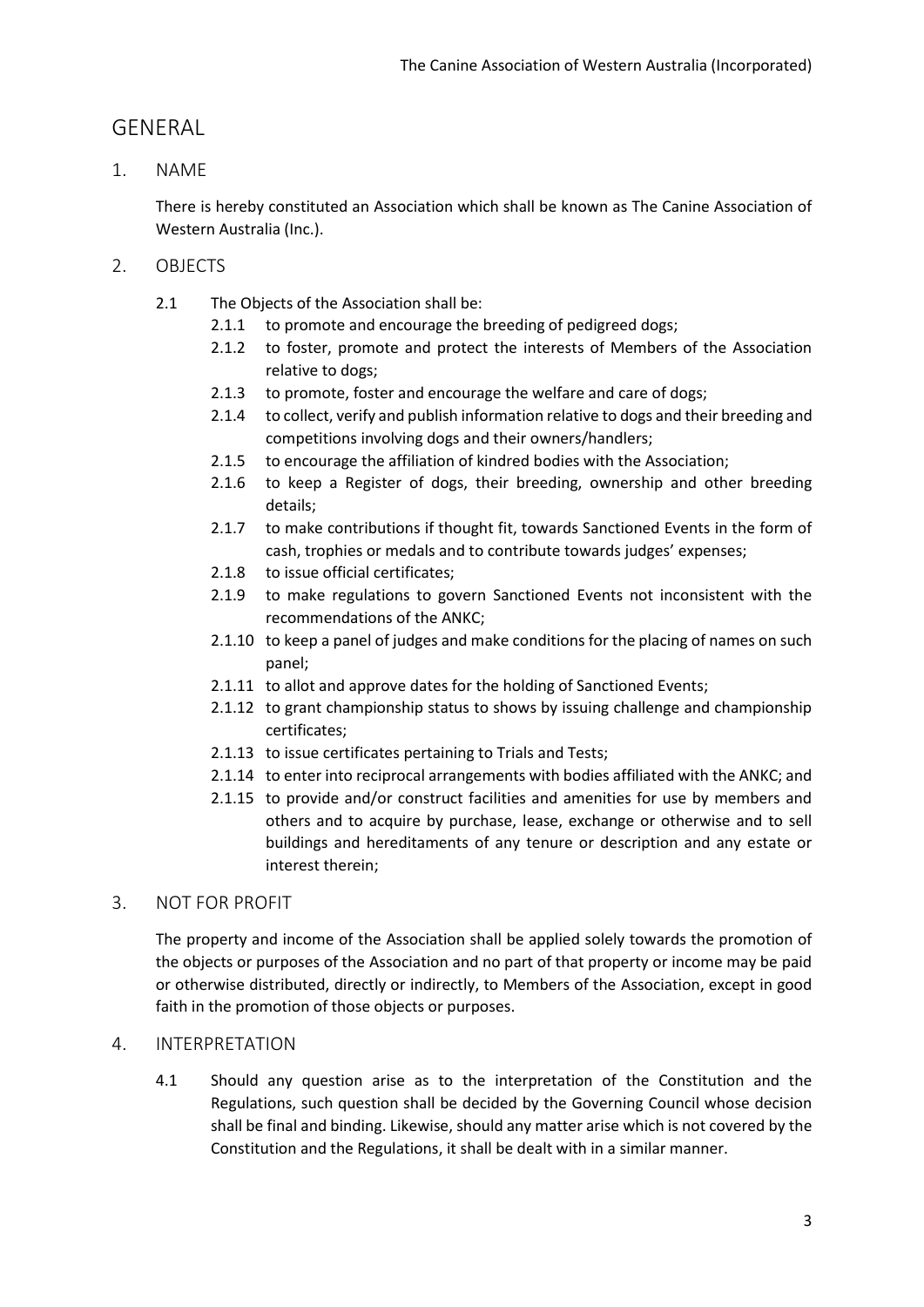# GENERAL

## 1. NAME

There is hereby constituted an Association which shall be known as The Canine Association of Western Australia (Inc.).

## 2. OBJECTS

2.1 The Objects of the Association shall be:

- 2.1.1 to promote and encourage the breeding of pedigreed dogs;
- 2.1.2 to foster, promote and protect the interests of Members of the Association relative to dogs;
- 2.1.3 to promote, foster and encourage the welfare and care of dogs;
- 2.1.4 to collect, verify and publish information relative to dogs and their breeding and competitions involving dogs and their owners/handlers;
- 2.1.5 to encourage the affiliation of kindred bodies with the Association;
- 2.1.6 to keep a Register of dogs, their breeding, ownership and other breeding details;
- 2.1.7 to make contributions if thought fit, towards Sanctioned Events in the form of cash, trophies or medals and to contribute towards judges' expenses;
- 2.1.8 to issue official certificates;
- 2.1.9 to make regulations to govern Sanctioned Events not inconsistent with the recommendations of the ANKC;
- 2.1.10 to keep a panel of judges and make conditions for the placing of names on such panel;
- 2.1.11 to allot and approve dates for the holding of Sanctioned Events;
- 2.1.12 to grant championship status to shows by issuing challenge and championship certificates;
- 2.1.13 to issue certificates pertaining to Trials and Tests;
- 2.1.14 to enter into reciprocal arrangements with bodies affiliated with the ANKC; and
- 2.1.15 to provide and/or construct facilities and amenities for use by members and others and to acquire by purchase, lease, exchange or otherwise and to sell buildings and hereditaments of any tenure or description and any estate or interest therein;

## 3. NOT FOR PROFIT

The property and income of the Association shall be applied solely towards the promotion of the objects or purposes of the Association and no part of that property or income may be paid or otherwise distributed, directly or indirectly, to Members of the Association, except in good faith in the promotion of those objects or purposes.

## 4. INTERPRETATION

4.1 Should any question arise as to the interpretation of the Constitution and the Regulations, such question shall be decided by the Governing Council whose decision shall be final and binding. Likewise, should any matter arise which is not covered by the Constitution and the Regulations, it shall be dealt with in a similar manner.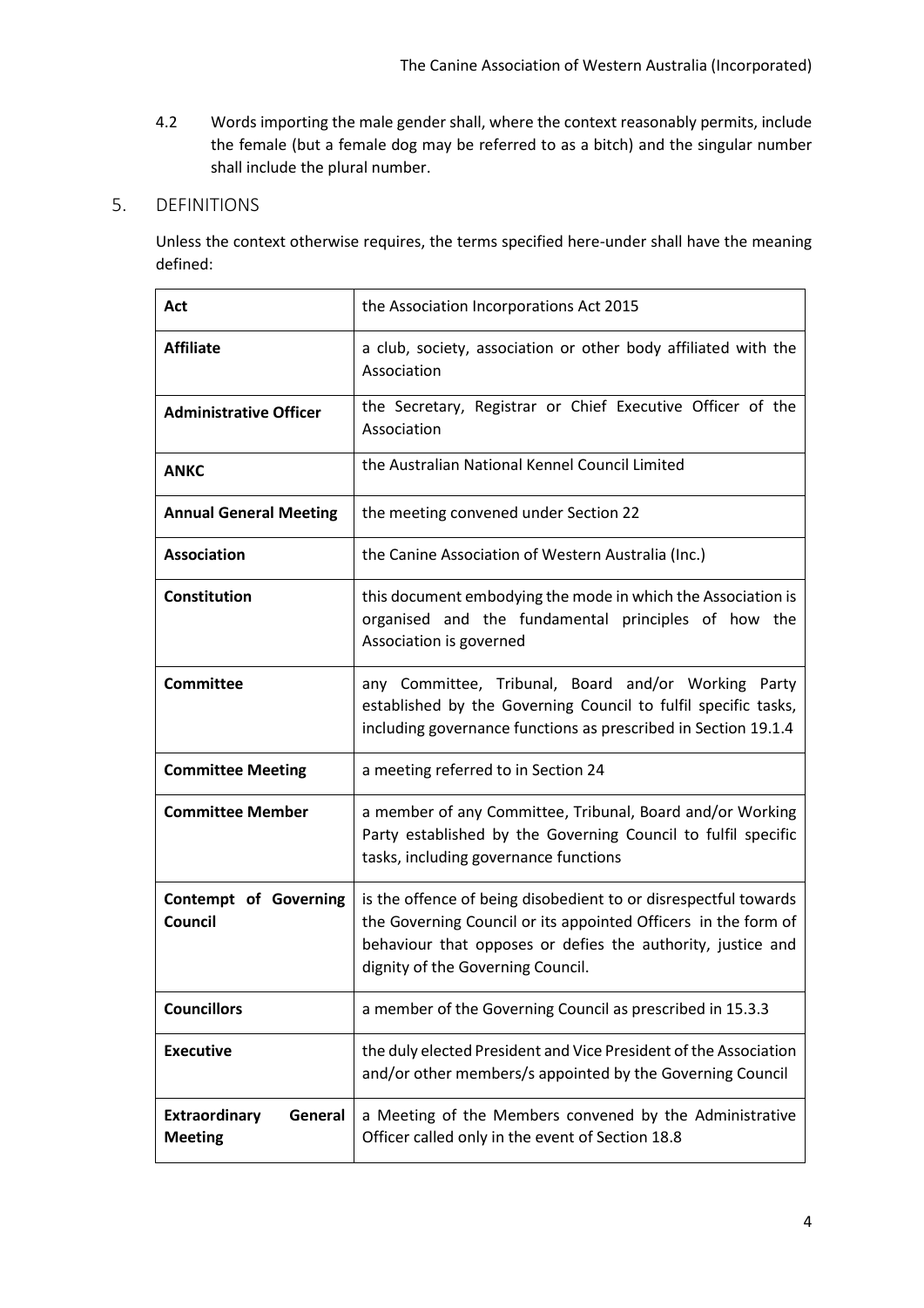4.2 Words importing the male gender shall, where the context reasonably permits, include the female (but a female dog may be referred to as a bitch) and the singular number shall include the plural number.

## 5. DEFINITIONS

Unless the context otherwise requires, the terms specified here-under shall have the meaning defined:

| | |
|---|---|
| **Act** | the Association Incorporations Act 2015 |
| **Affiliate** | a club, society, association or other body affiliated with the Association |
| **Administrative Officer** | the Secretary, Registrar or Chief Executive Officer of the Association |
| **ANKC** | the Australian National Kennel Council Limited |
| **Annual General Meeting** | the meeting convened under Section 22 |
| **Association** | the Canine Association of Western Australia (Inc.) |
| **Constitution** | this document embodying the mode in which the Association is organised and the fundamental principles of how the Association is governed |
| **Committee** | any Committee, Tribunal, Board and/or Working Party established by the Governing Council to fulfil specific tasks, including governance functions as prescribed in Section 19.1.4 |
| **Committee Meeting** | a meeting referred to in Section 24 |
| **Committee Member** | a member of any Committee, Tribunal, Board and/or Working Party established by the Governing Council to fulfil specific tasks, including governance functions |
| **Contempt of Governing Council** | is the offence of being disobedient to or disrespectful towards the Governing Council or its appointed Officers in the form of behaviour that opposes or defies the authority, justice and dignity of the Governing Council. |
| **Councillors** | a member of the Governing Council as prescribed in 15.3.3 |
| **Executive** | the duly elected President and Vice President of the Association and/or other members/s appointed by the Governing Council |
| **Extraordinary General Meeting** | a Meeting of the Members convened by the Administrative Officer called only in the event of Section 18.8 |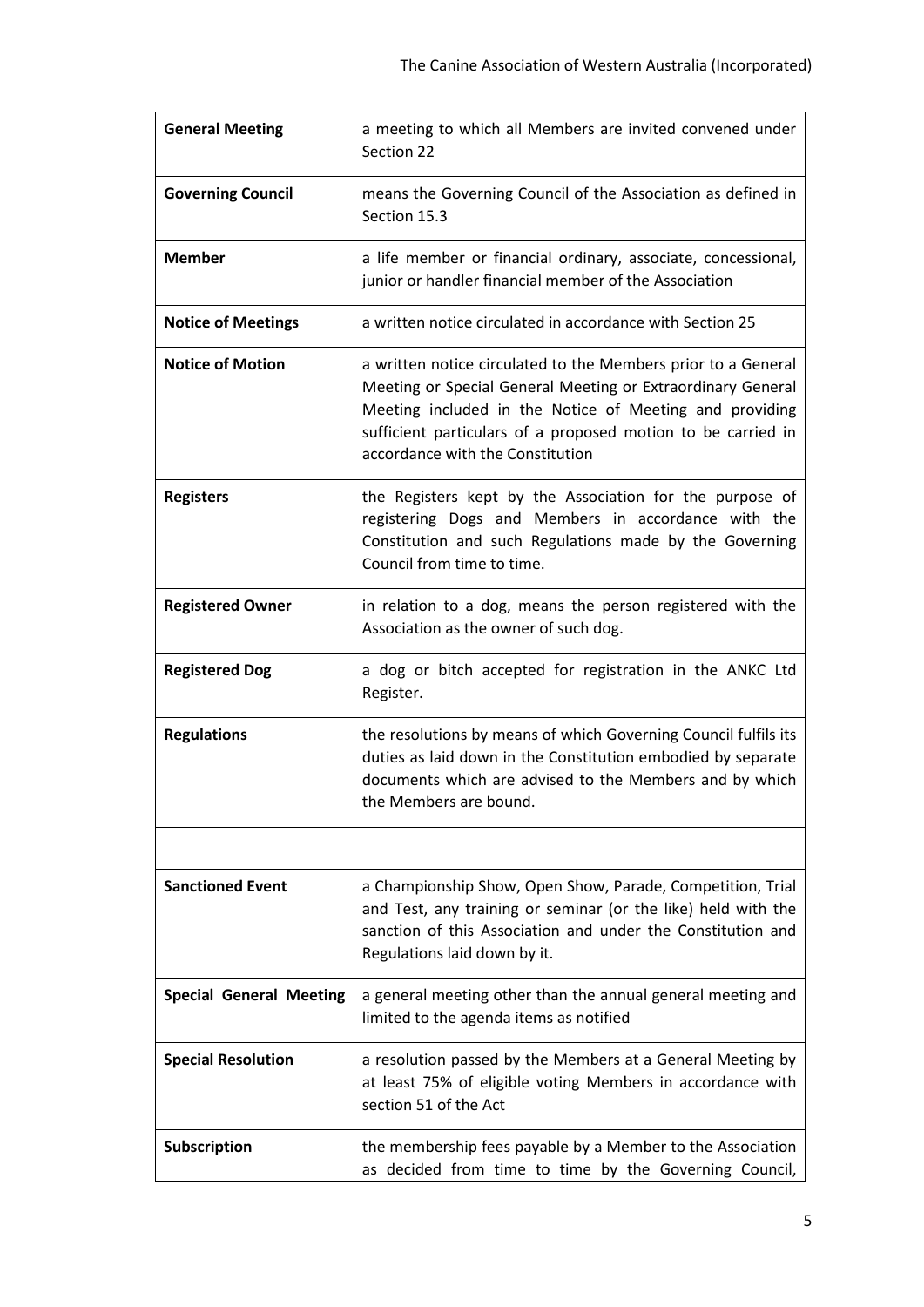| | |
|---|---|
| **General Meeting** | a meeting to which all Members are invited convened under Section 22 |
| **Governing Council** | means the Governing Council of the Association as defined in Section 15.3 |
| **Member** | a life member or financial ordinary, associate, concessional, junior or handler financial member of the Association |
| **Notice of Meetings** | a written notice circulated in accordance with Section 25 |
| **Notice of Motion** | a written notice circulated to the Members prior to a General Meeting or Special General Meeting or Extraordinary General Meeting included in the Notice of Meeting and providing sufficient particulars of a proposed motion to be carried in accordance with the Constitution |
| **Registers** | the Registers kept by the Association for the purpose of registering Dogs and Members in accordance with the Constitution and such Regulations made by the Governing Council from time to time. |
| **Registered Owner** | in relation to a dog, means the person registered with the Association as the owner of such dog. |
| **Registered Dog** | a dog or bitch accepted for registration in the ANKC Ltd Register. |
| **Regulations** | the resolutions by means of which Governing Council fulfils its duties as laid down in the Constitution embodied by separate documents which are advised to the Members and by which the Members are bound. |
| | |
| **Sanctioned Event** | a Championship Show, Open Show, Parade, Competition, Trial and Test, any training or seminar (or the like) held with the sanction of this Association and under the Constitution and Regulations laid down by it. |
| **Special General Meeting** | a general meeting other than the annual general meeting and limited to the agenda items as notified |
| **Special Resolution** | a resolution passed by the Members at a General Meeting by at least 75% of eligible voting Members in accordance with section 51 of the Act |
| **Subscription** | the membership fees payable by a Member to the Association as decided from time to time by the Governing Council, |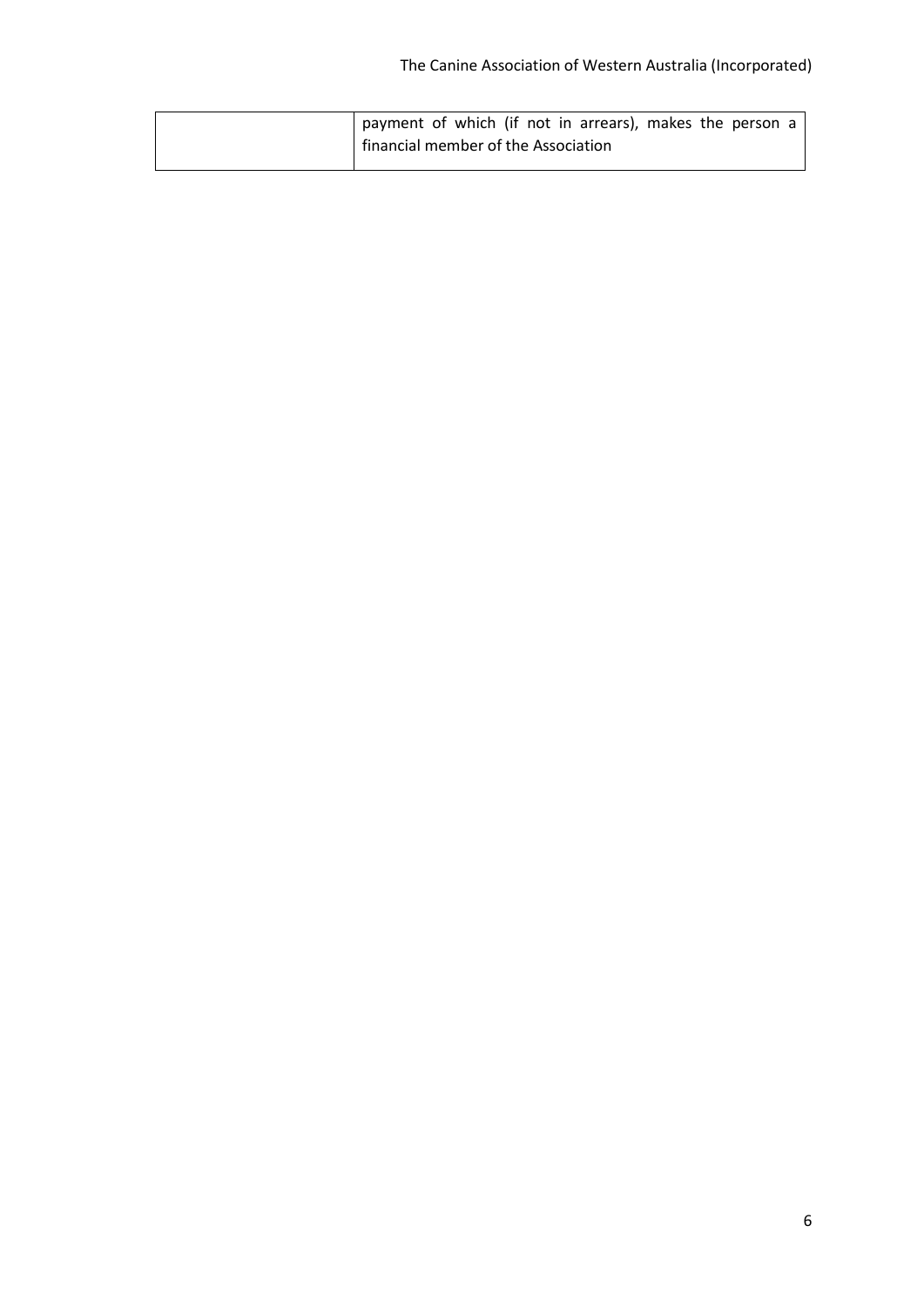| | |
|---|---|
| | payment of which (if not in arrears), makes the person a financial member of the Association |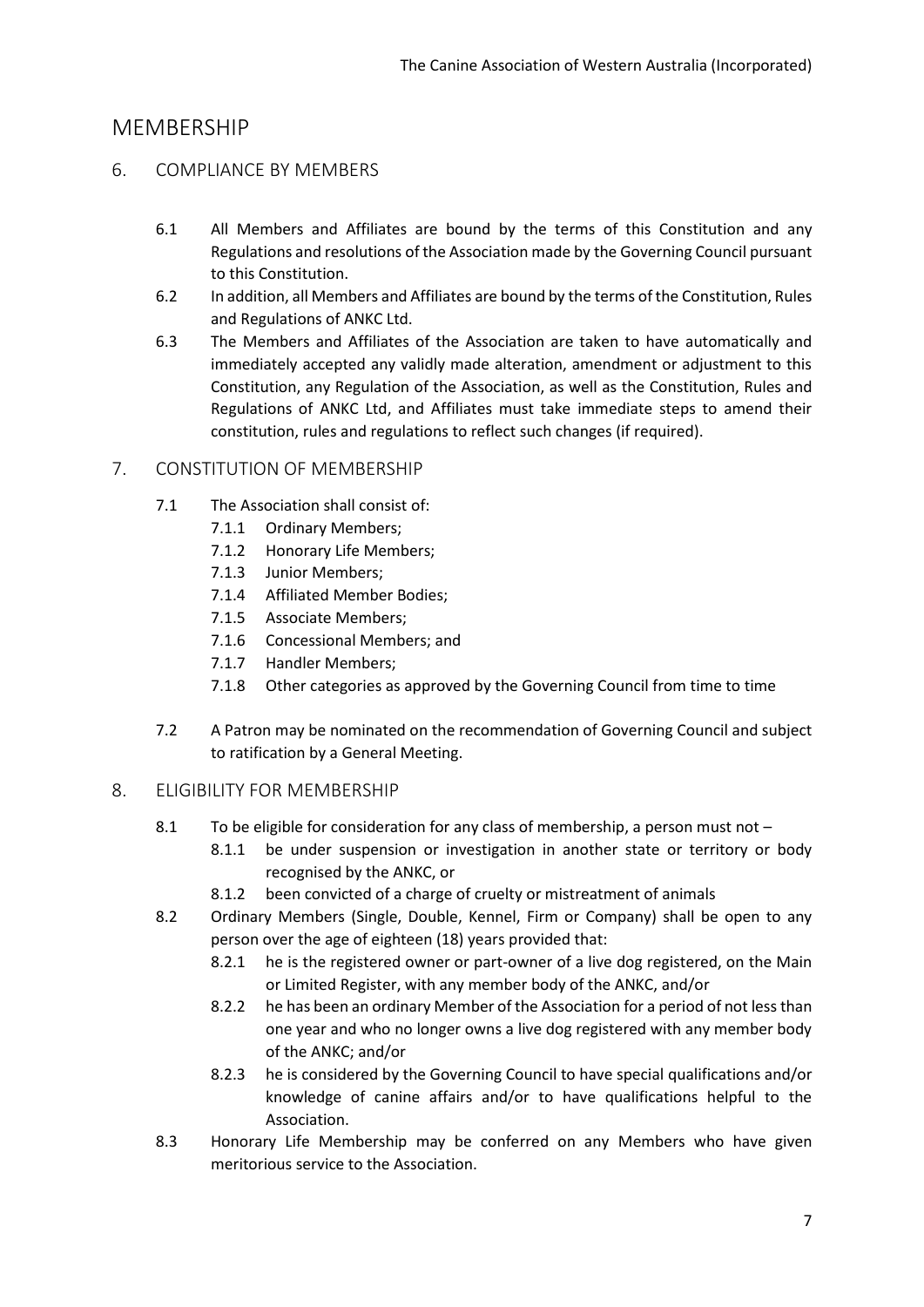# MEMBERSHIP

## 6. COMPLIANCE BY MEMBERS

6.1 All Members and Affiliates are bound by the terms of this Constitution and any Regulations and resolutions of the Association made by the Governing Council pursuant to this Constitution.

6.2 In addition, all Members and Affiliates are bound by the terms of the Constitution, Rules and Regulations of ANKC Ltd.

6.3 The Members and Affiliates of the Association are taken to have automatically and immediately accepted any validly made alteration, amendment or adjustment to this Constitution, any Regulation of the Association, as well as the Constitution, Rules and Regulations of ANKC Ltd, and Affiliates must take immediate steps to amend their constitution, rules and regulations to reflect such changes (if required).

## 7. CONSTITUTION OF MEMBERSHIP

7.1 The Association shall consist of:

- 7.1.1 Ordinary Members;
- 7.1.2 Honorary Life Members;
- 7.1.3 Junior Members;
- 7.1.4 Affiliated Member Bodies;
- 7.1.5 Associate Members;
- 7.1.6 Concessional Members; and
- 7.1.7 Handler Members;
- 7.1.8 Other categories as approved by the Governing Council from time to time

7.2 A Patron may be nominated on the recommendation of Governing Council and subject to ratification by a General Meeting.

## 8. ELIGIBILITY FOR MEMBERSHIP

8.1 To be eligible for consideration for any class of membership, a person must not –

- 8.1.1 be under suspension or investigation in another state or territory or body recognised by the ANKC, or
- 8.1.2 been convicted of a charge of cruelty or mistreatment of animals

8.2 Ordinary Members (Single, Double, Kennel, Firm or Company) shall be open to any person over the age of eighteen (18) years provided that:

- 8.2.1 he is the registered owner or part-owner of a live dog registered, on the Main or Limited Register, with any member body of the ANKC, and/or
- 8.2.2 he has been an ordinary Member of the Association for a period of not less than one year and who no longer owns a live dog registered with any member body of the ANKC; and/or
- 8.2.3 he is considered by the Governing Council to have special qualifications and/or knowledge of canine affairs and/or to have qualifications helpful to the Association.

8.3 Honorary Life Membership may be conferred on any Members who have given meritorious service to the Association.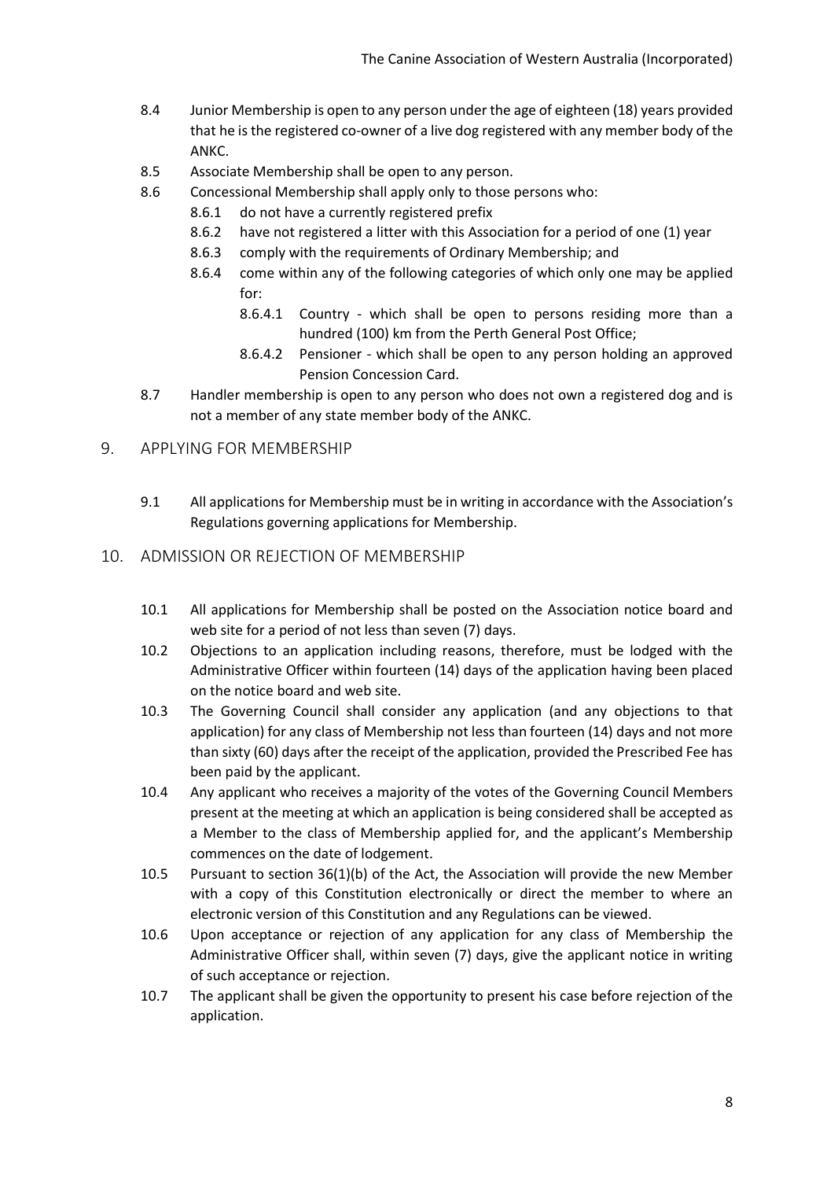8.4 Junior Membership is open to any person under the age of eighteen (18) years provided that he is the registered co-owner of a live dog registered with any member body of the ANKC.

8.5 Associate Membership shall be open to any person.

8.6 Concessional Membership shall apply only to those persons who:

- 8.6.1 do not have a currently registered prefix
- 8.6.2 have not registered a litter with this Association for a period of one (1) year
- 8.6.3 comply with the requirements of Ordinary Membership; and
- 8.6.4 come within any of the following categories of which only one may be applied for:
  - 8.6.4.1 Country - which shall be open to persons residing more than a hundred (100) km from the Perth General Post Office;
  - 8.6.4.2 Pensioner - which shall be open to any person holding an approved Pension Concession Card.

8.7 Handler membership is open to any person who does not own a registered dog and is not a member of any state member body of the ANKC.

## 9. APPLYING FOR MEMBERSHIP

9.1 All applications for Membership must be in writing in accordance with the Association's Regulations governing applications for Membership.

## 10. ADMISSION OR REJECTION OF MEMBERSHIP

10.1 All applications for Membership shall be posted on the Association notice board and web site for a period of not less than seven (7) days.

10.2 Objections to an application including reasons, therefore, must be lodged with the Administrative Officer within fourteen (14) days of the application having been placed on the notice board and web site.

10.3 The Governing Council shall consider any application (and any objections to that application) for any class of Membership not less than fourteen (14) days and not more than sixty (60) days after the receipt of the application, provided the Prescribed Fee has been paid by the applicant.

10.4 Any applicant who receives a majority of the votes of the Governing Council Members present at the meeting at which an application is being considered shall be accepted as a Member to the class of Membership applied for, and the applicant's Membership commences on the date of lodgement.

10.5 Pursuant to section 36(1)(b) of the Act, the Association will provide the new Member with a copy of this Constitution electronically or direct the member to where an electronic version of this Constitution and any Regulations can be viewed.

10.6 Upon acceptance or rejection of any application for any class of Membership the Administrative Officer shall, within seven (7) days, give the applicant notice in writing of such acceptance or rejection.

10.7 The applicant shall be given the opportunity to present his case before rejection of the application.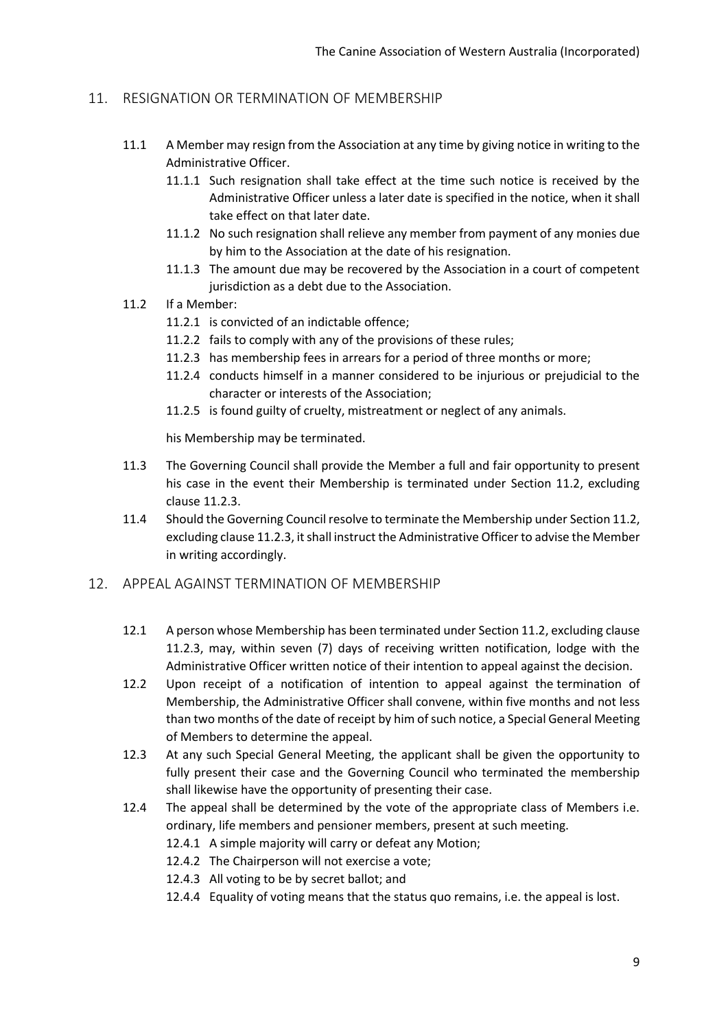## 11. RESIGNATION OR TERMINATION OF MEMBERSHIP

11.1 A Member may resign from the Association at any time by giving notice in writing to the Administrative Officer.

- 11.1.1 Such resignation shall take effect at the time such notice is received by the Administrative Officer unless a later date is specified in the notice, when it shall take effect on that later date.
- 11.1.2 No such resignation shall relieve any member from payment of any monies due by him to the Association at the date of his resignation.
- 11.1.3 The amount due may be recovered by the Association in a court of competent jurisdiction as a debt due to the Association.

11.2 If a Member:

- 11.2.1 is convicted of an indictable offence;
- 11.2.2 fails to comply with any of the provisions of these rules;
- 11.2.3 has membership fees in arrears for a period of three months or more;
- 11.2.4 conducts himself in a manner considered to be injurious or prejudicial to the character or interests of the Association;
- 11.2.5 is found guilty of cruelty, mistreatment or neglect of any animals.

his Membership may be terminated.

11.3 The Governing Council shall provide the Member a full and fair opportunity to present his case in the event their Membership is terminated under Section 11.2, excluding clause 11.2.3.

11.4 Should the Governing Council resolve to terminate the Membership under Section 11.2, excluding clause 11.2.3, it shall instruct the Administrative Officer to advise the Member in writing accordingly.

## 12. APPEAL AGAINST TERMINATION OF MEMBERSHIP

12.1 A person whose Membership has been terminated under Section 11.2, excluding clause 11.2.3, may, within seven (7) days of receiving written notification, lodge with the Administrative Officer written notice of their intention to appeal against the decision.

12.2 Upon receipt of a notification of intention to appeal against the termination of Membership, the Administrative Officer shall convene, within five months and not less than two months of the date of receipt by him of such notice, a Special General Meeting of Members to determine the appeal.

12.3 At any such Special General Meeting, the applicant shall be given the opportunity to fully present their case and the Governing Council who terminated the membership shall likewise have the opportunity of presenting their case.

12.4 The appeal shall be determined by the vote of the appropriate class of Members i.e. ordinary, life members and pensioner members, present at such meeting.

- 12.4.1 A simple majority will carry or defeat any Motion;
- 12.4.2 The Chairperson will not exercise a vote;
- 12.4.3 All voting to be by secret ballot; and
- 12.4.4 Equality of voting means that the status quo remains, i.e. the appeal is lost.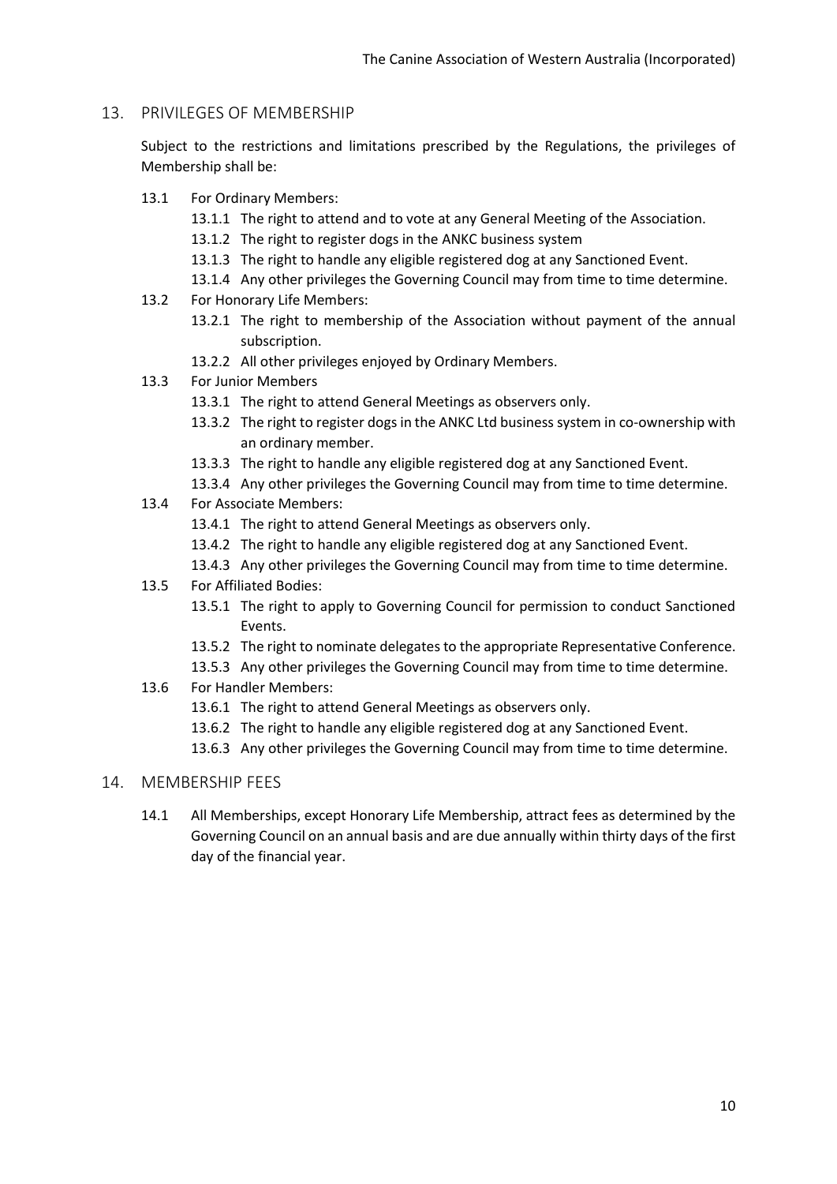## 13. PRIVILEGES OF MEMBERSHIP

Subject to the restrictions and limitations prescribed by the Regulations, the privileges of Membership shall be:

- 13.1 For Ordinary Members:
  - 13.1.1 The right to attend and to vote at any General Meeting of the Association.
  - 13.1.2 The right to register dogs in the ANKC business system
  - 13.1.3 The right to handle any eligible registered dog at any Sanctioned Event.
  - 13.1.4 Any other privileges the Governing Council may from time to time determine.
- 13.2 For Honorary Life Members:
  - 13.2.1 The right to membership of the Association without payment of the annual subscription.
  - 13.2.2 All other privileges enjoyed by Ordinary Members.
- 13.3 For Junior Members
  - 13.3.1 The right to attend General Meetings as observers only.
  - 13.3.2 The right to register dogs in the ANKC Ltd business system in co-ownership with an ordinary member.
  - 13.3.3 The right to handle any eligible registered dog at any Sanctioned Event.
  - 13.3.4 Any other privileges the Governing Council may from time to time determine.
- 13.4 For Associate Members:
  - 13.4.1 The right to attend General Meetings as observers only.
  - 13.4.2 The right to handle any eligible registered dog at any Sanctioned Event.
  - 13.4.3 Any other privileges the Governing Council may from time to time determine.
- 13.5 For Affiliated Bodies:
  - 13.5.1 The right to apply to Governing Council for permission to conduct Sanctioned Events.
  - 13.5.2 The right to nominate delegates to the appropriate Representative Conference.
  - 13.5.3 Any other privileges the Governing Council may from time to time determine.
- 13.6 For Handler Members:
  - 13.6.1 The right to attend General Meetings as observers only.
  - 13.6.2 The right to handle any eligible registered dog at any Sanctioned Event.
  - 13.6.3 Any other privileges the Governing Council may from time to time determine.

## 14. MEMBERSHIP FEES

- 14.1 All Memberships, except Honorary Life Membership, attract fees as determined by the Governing Council on an annual basis and are due annually within thirty days of the first day of the financial year.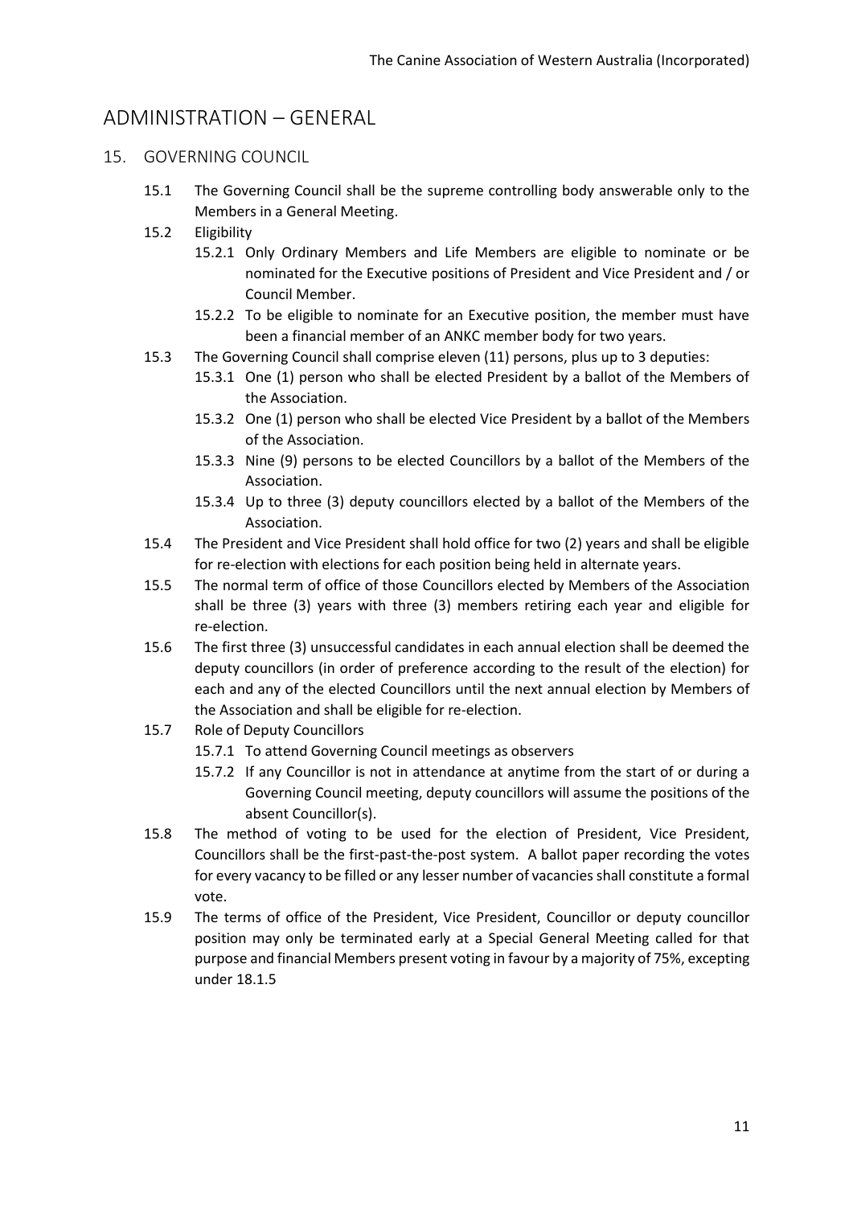# ADMINISTRATION – GENERAL

## 15. GOVERNING COUNCIL

15.1 The Governing Council shall be the supreme controlling body answerable only to the Members in a General Meeting.

15.2 Eligibility

- 15.2.1 Only Ordinary Members and Life Members are eligible to nominate or be nominated for the Executive positions of President and Vice President and / or Council Member.
- 15.2.2 To be eligible to nominate for an Executive position, the member must have been a financial member of an ANKC member body for two years.

15.3 The Governing Council shall comprise eleven (11) persons, plus up to 3 deputies:

- 15.3.1 One (1) person who shall be elected President by a ballot of the Members of the Association.
- 15.3.2 One (1) person who shall be elected Vice President by a ballot of the Members of the Association.
- 15.3.3 Nine (9) persons to be elected Councillors by a ballot of the Members of the Association.
- 15.3.4 Up to three (3) deputy councillors elected by a ballot of the Members of the Association.

15.4 The President and Vice President shall hold office for two (2) years and shall be eligible for re-election with elections for each position being held in alternate years.

15.5 The normal term of office of those Councillors elected by Members of the Association shall be three (3) years with three (3) members retiring each year and eligible for re-election.

15.6 The first three (3) unsuccessful candidates in each annual election shall be deemed the deputy councillors (in order of preference according to the result of the election) for each and any of the elected Councillors until the next annual election by Members of the Association and shall be eligible for re-election.

15.7 Role of Deputy Councillors

- 15.7.1 To attend Governing Council meetings as observers
- 15.7.2 If any Councillor is not in attendance at anytime from the start of or during a Governing Council meeting, deputy councillors will assume the positions of the absent Councillor(s).

15.8 The method of voting to be used for the election of President, Vice President, Councillors shall be the first-past-the-post system. A ballot paper recording the votes for every vacancy to be filled or any lesser number of vacancies shall constitute a formal vote.

15.9 The terms of office of the President, Vice President, Councillor or deputy councillor position may only be terminated early at a Special General Meeting called for that purpose and financial Members present voting in favour by a majority of 75%, excepting under 18.1.5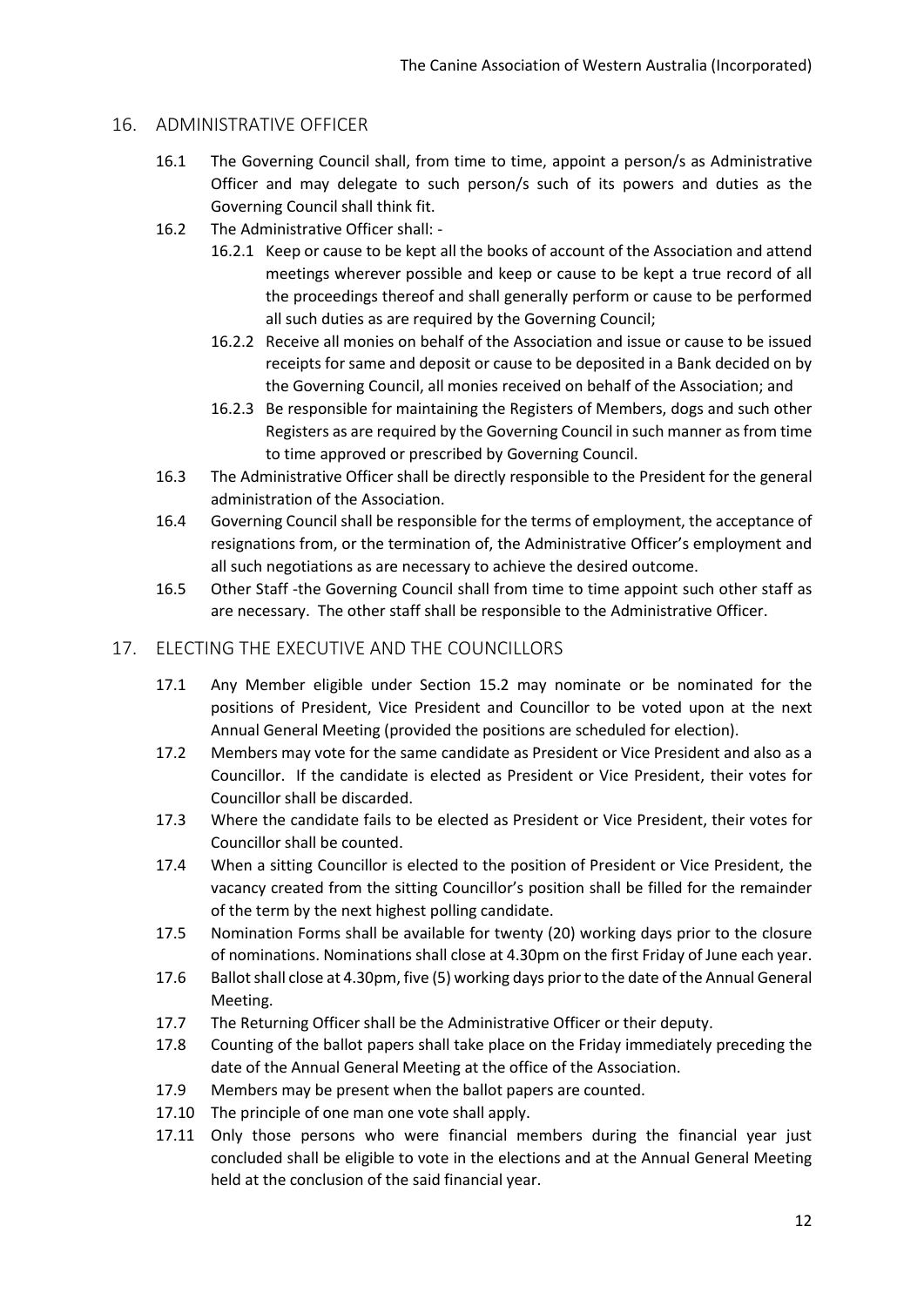## 16. ADMINISTRATIVE OFFICER

16.1 The Governing Council shall, from time to time, appoint a person/s as Administrative Officer and may delegate to such person/s such of its powers and duties as the Governing Council shall think fit.

16.2 The Administrative Officer shall: -

16.2.1 Keep or cause to be kept all the books of account of the Association and attend meetings wherever possible and keep or cause to be kept a true record of all the proceedings thereof and shall generally perform or cause to be performed all such duties as are required by the Governing Council;

16.2.2 Receive all monies on behalf of the Association and issue or cause to be issued receipts for same and deposit or cause to be deposited in a Bank decided on by the Governing Council, all monies received on behalf of the Association; and

16.2.3 Be responsible for maintaining the Registers of Members, dogs and such other Registers as are required by the Governing Council in such manner as from time to time approved or prescribed by Governing Council.

16.3 The Administrative Officer shall be directly responsible to the President for the general administration of the Association.

16.4 Governing Council shall be responsible for the terms of employment, the acceptance of resignations from, or the termination of, the Administrative Officer's employment and all such negotiations as are necessary to achieve the desired outcome.

16.5 Other Staff -the Governing Council shall from time to time appoint such other staff as are necessary. The other staff shall be responsible to the Administrative Officer.

## 17. ELECTING THE EXECUTIVE AND THE COUNCILLORS

17.1 Any Member eligible under Section 15.2 may nominate or be nominated for the positions of President, Vice President and Councillor to be voted upon at the next Annual General Meeting (provided the positions are scheduled for election).

17.2 Members may vote for the same candidate as President or Vice President and also as a Councillor. If the candidate is elected as President or Vice President, their votes for Councillor shall be discarded.

17.3 Where the candidate fails to be elected as President or Vice President, their votes for Councillor shall be counted.

17.4 When a sitting Councillor is elected to the position of President or Vice President, the vacancy created from the sitting Councillor's position shall be filled for the remainder of the term by the next highest polling candidate.

17.5 Nomination Forms shall be available for twenty (20) working days prior to the closure of nominations. Nominations shall close at 4.30pm on the first Friday of June each year.

17.6 Ballot shall close at 4.30pm, five (5) working days prior to the date of the Annual General Meeting.

17.7 The Returning Officer shall be the Administrative Officer or their deputy.

17.8 Counting of the ballot papers shall take place on the Friday immediately preceding the date of the Annual General Meeting at the office of the Association.

17.9 Members may be present when the ballot papers are counted.

17.10 The principle of one man one vote shall apply.

17.11 Only those persons who were financial members during the financial year just concluded shall be eligible to vote in the elections and at the Annual General Meeting held at the conclusion of the said financial year.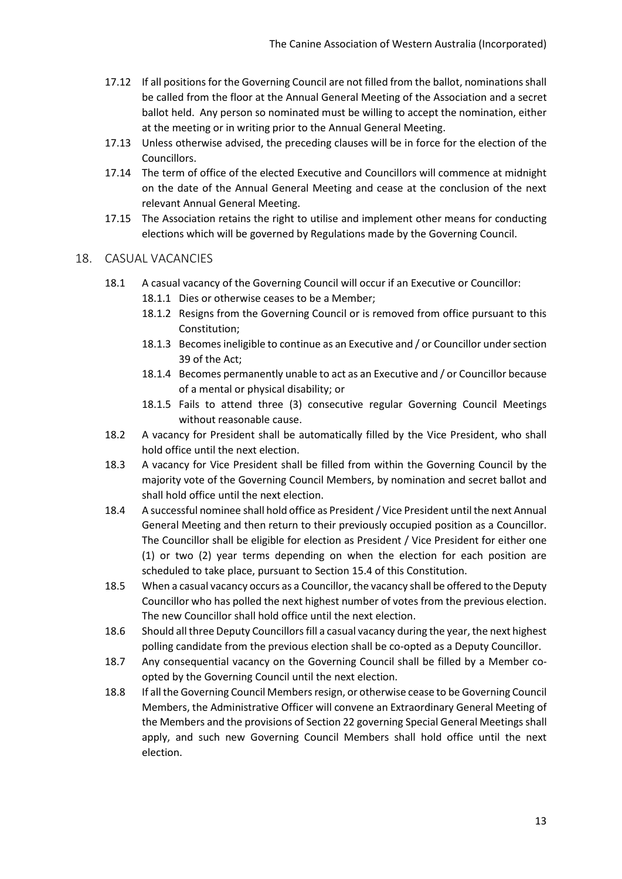17.12 If all positions for the Governing Council are not filled from the ballot, nominations shall be called from the floor at the Annual General Meeting of the Association and a secret ballot held. Any person so nominated must be willing to accept the nomination, either at the meeting or in writing prior to the Annual General Meeting.

17.13 Unless otherwise advised, the preceding clauses will be in force for the election of the Councillors.

17.14 The term of office of the elected Executive and Councillors will commence at midnight on the date of the Annual General Meeting and cease at the conclusion of the next relevant Annual General Meeting.

17.15 The Association retains the right to utilise and implement other means for conducting elections which will be governed by Regulations made by the Governing Council.

## 18. CASUAL VACANCIES

18.1 A casual vacancy of the Governing Council will occur if an Executive or Councillor:

- 18.1.1 Dies or otherwise ceases to be a Member;
- 18.1.2 Resigns from the Governing Council or is removed from office pursuant to this Constitution;
- 18.1.3 Becomes ineligible to continue as an Executive and / or Councillor under section 39 of the Act;
- 18.1.4 Becomes permanently unable to act as an Executive and / or Councillor because of a mental or physical disability; or
- 18.1.5 Fails to attend three (3) consecutive regular Governing Council Meetings without reasonable cause.

18.2 A vacancy for President shall be automatically filled by the Vice President, who shall hold office until the next election.

18.3 A vacancy for Vice President shall be filled from within the Governing Council by the majority vote of the Governing Council Members, by nomination and secret ballot and shall hold office until the next election.

18.4 A successful nominee shall hold office as President / Vice President until the next Annual General Meeting and then return to their previously occupied position as a Councillor. The Councillor shall be eligible for election as President / Vice President for either one (1) or two (2) year terms depending on when the election for each position are scheduled to take place, pursuant to Section 15.4 of this Constitution.

18.5 When a casual vacancy occurs as a Councillor, the vacancy shall be offered to the Deputy Councillor who has polled the next highest number of votes from the previous election. The new Councillor shall hold office until the next election.

18.6 Should all three Deputy Councillors fill a casual vacancy during the year, the next highest polling candidate from the previous election shall be co-opted as a Deputy Councillor.

18.7 Any consequential vacancy on the Governing Council shall be filled by a Member co-opted by the Governing Council until the next election.

18.8 If all the Governing Council Members resign, or otherwise cease to be Governing Council Members, the Administrative Officer will convene an Extraordinary General Meeting of the Members and the provisions of Section 22 governing Special General Meetings shall apply, and such new Governing Council Members shall hold office until the next election.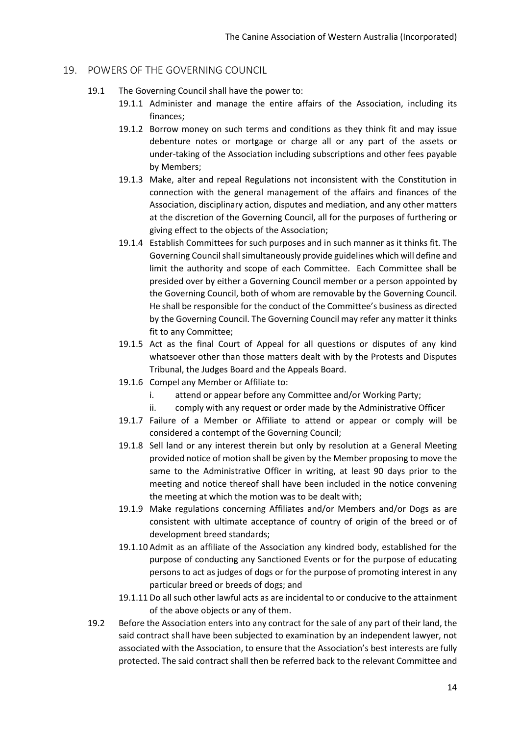## 19. POWERS OF THE GOVERNING COUNCIL

19.1 The Governing Council shall have the power to:

19.1.1 Administer and manage the entire affairs of the Association, including its finances;

19.1.2 Borrow money on such terms and conditions as they think fit and may issue debenture notes or mortgage or charge all or any part of the assets or under-taking of the Association including subscriptions and other fees payable by Members;

19.1.3 Make, alter and repeal Regulations not inconsistent with the Constitution in connection with the general management of the affairs and finances of the Association, disciplinary action, disputes and mediation, and any other matters at the discretion of the Governing Council, all for the purposes of furthering or giving effect to the objects of the Association;

19.1.4 Establish Committees for such purposes and in such manner as it thinks fit. The Governing Council shall simultaneously provide guidelines which will define and limit the authority and scope of each Committee. Each Committee shall be presided over by either a Governing Council member or a person appointed by the Governing Council, both of whom are removable by the Governing Council. He shall be responsible for the conduct of the Committee's business as directed by the Governing Council. The Governing Council may refer any matter it thinks fit to any Committee;

19.1.5 Act as the final Court of Appeal for all questions or disputes of any kind whatsoever other than those matters dealt with by the Protests and Disputes Tribunal, the Judges Board and the Appeals Board.

19.1.6 Compel any Member or Affiliate to:

i. attend or appear before any Committee and/or Working Party;

ii. comply with any request or order made by the Administrative Officer

19.1.7 Failure of a Member or Affiliate to attend or appear or comply will be considered a contempt of the Governing Council;

19.1.8 Sell land or any interest therein but only by resolution at a General Meeting provided notice of motion shall be given by the Member proposing to move the same to the Administrative Officer in writing, at least 90 days prior to the meeting and notice thereof shall have been included in the notice convening the meeting at which the motion was to be dealt with;

19.1.9 Make regulations concerning Affiliates and/or Members and/or Dogs as are consistent with ultimate acceptance of country of origin of the breed or of development breed standards;

19.1.10 Admit as an affiliate of the Association any kindred body, established for the purpose of conducting any Sanctioned Events or for the purpose of educating persons to act as judges of dogs or for the purpose of promoting interest in any particular breed or breeds of dogs; and

19.1.11 Do all such other lawful acts as are incidental to or conducive to the attainment of the above objects or any of them.

19.2 Before the Association enters into any contract for the sale of any part of their land, the said contract shall have been subjected to examination by an independent lawyer, not associated with the Association, to ensure that the Association's best interests are fully protected. The said contract shall then be referred back to the relevant Committee and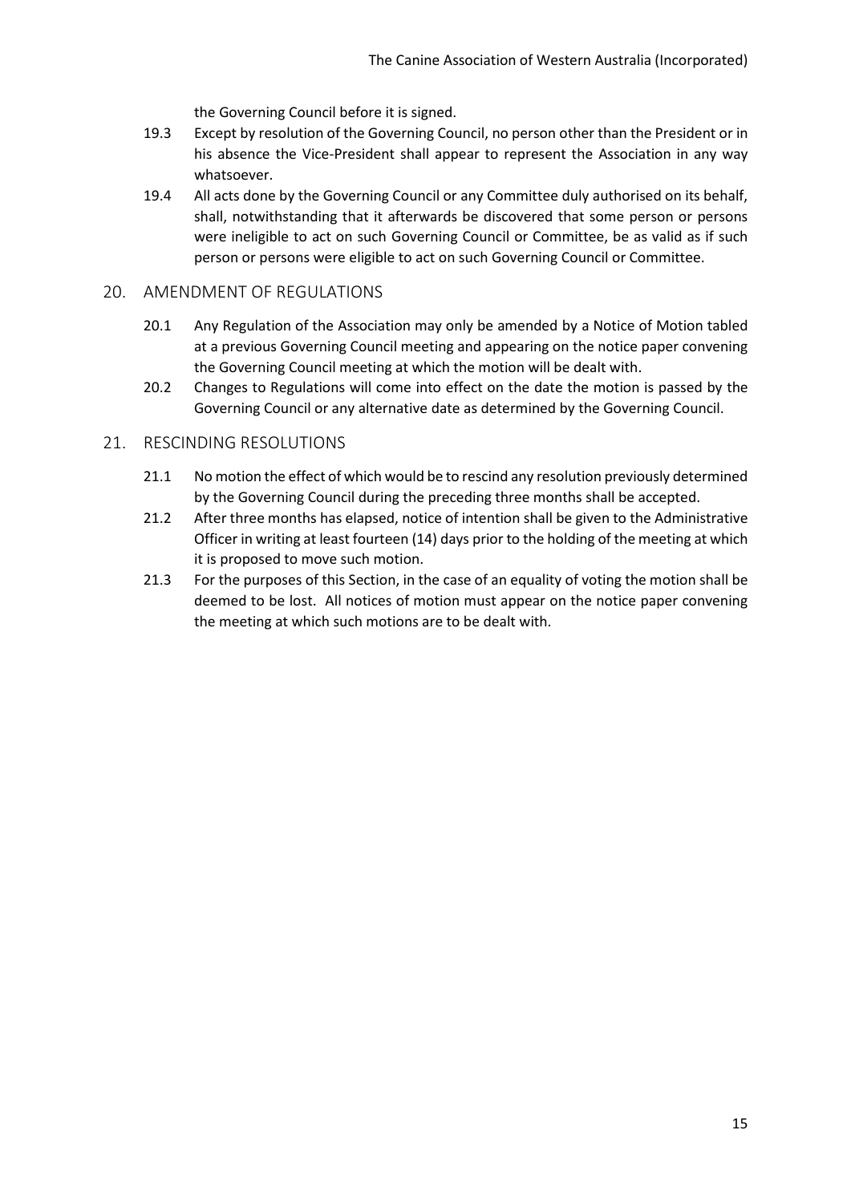the Governing Council before it is signed.

19.3 Except by resolution of the Governing Council, no person other than the President or in his absence the Vice-President shall appear to represent the Association in any way whatsoever.

19.4 All acts done by the Governing Council or any Committee duly authorised on its behalf, shall, notwithstanding that it afterwards be discovered that some person or persons were ineligible to act on such Governing Council or Committee, be as valid as if such person or persons were eligible to act on such Governing Council or Committee.

## 20. AMENDMENT OF REGULATIONS

20.1 Any Regulation of the Association may only be amended by a Notice of Motion tabled at a previous Governing Council meeting and appearing on the notice paper convening the Governing Council meeting at which the motion will be dealt with.

20.2 Changes to Regulations will come into effect on the date the motion is passed by the Governing Council or any alternative date as determined by the Governing Council.

## 21. RESCINDING RESOLUTIONS

21.1 No motion the effect of which would be to rescind any resolution previously determined by the Governing Council during the preceding three months shall be accepted.

21.2 After three months has elapsed, notice of intention shall be given to the Administrative Officer in writing at least fourteen (14) days prior to the holding of the meeting at which it is proposed to move such motion.

21.3 For the purposes of this Section, in the case of an equality of voting the motion shall be deemed to be lost. All notices of motion must appear on the notice paper convening the meeting at which such motions are to be dealt with.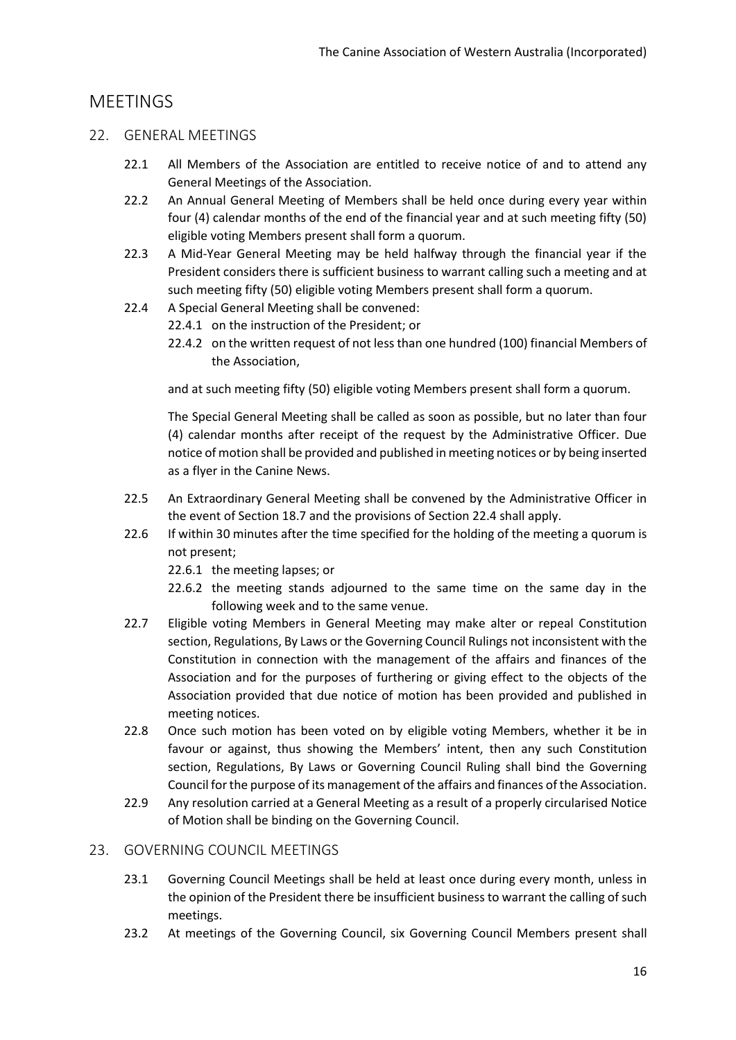# MEETINGS

## 22. GENERAL MEETINGS

22.1 All Members of the Association are entitled to receive notice of and to attend any General Meetings of the Association.

22.2 An Annual General Meeting of Members shall be held once during every year within four (4) calendar months of the end of the financial year and at such meeting fifty (50) eligible voting Members present shall form a quorum.

22.3 A Mid-Year General Meeting may be held halfway through the financial year if the President considers there is sufficient business to warrant calling such a meeting and at such meeting fifty (50) eligible voting Members present shall form a quorum.

22.4 A Special General Meeting shall be convened:

- 22.4.1 on the instruction of the President; or
- 22.4.2 on the written request of not less than one hundred (100) financial Members of the Association,

and at such meeting fifty (50) eligible voting Members present shall form a quorum.

The Special General Meeting shall be called as soon as possible, but no later than four (4) calendar months after receipt of the request by the Administrative Officer. Due notice of motion shall be provided and published in meeting notices or by being inserted as a flyer in the Canine News.

22.5 An Extraordinary General Meeting shall be convened by the Administrative Officer in the event of Section 18.7 and the provisions of Section 22.4 shall apply.

22.6 If within 30 minutes after the time specified for the holding of the meeting a quorum is not present;

- 22.6.1 the meeting lapses; or
- 22.6.2 the meeting stands adjourned to the same time on the same day in the following week and to the same venue.

22.7 Eligible voting Members in General Meeting may make alter or repeal Constitution section, Regulations, By Laws or the Governing Council Rulings not inconsistent with the Constitution in connection with the management of the affairs and finances of the Association and for the purposes of furthering or giving effect to the objects of the Association provided that due notice of motion has been provided and published in meeting notices.

22.8 Once such motion has been voted on by eligible voting Members, whether it be in favour or against, thus showing the Members' intent, then any such Constitution section, Regulations, By Laws or Governing Council Ruling shall bind the Governing Council for the purpose of its management of the affairs and finances of the Association.

22.9 Any resolution carried at a General Meeting as a result of a properly circularised Notice of Motion shall be binding on the Governing Council.

## 23. GOVERNING COUNCIL MEETINGS

23.1 Governing Council Meetings shall be held at least once during every month, unless in the opinion of the President there be insufficient business to warrant the calling of such meetings.

23.2 At meetings of the Governing Council, six Governing Council Members present shall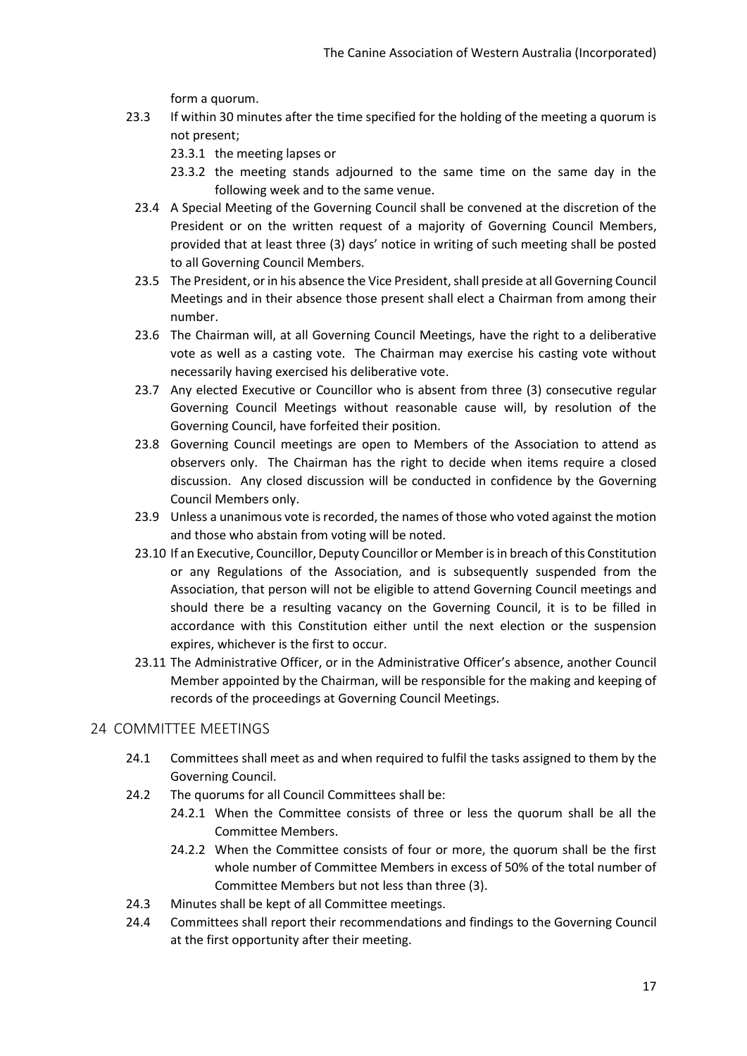form a quorum.

23.3 If within 30 minutes after the time specified for the holding of the meeting a quorum is not present;

23.3.1 the meeting lapses or

23.3.2 the meeting stands adjourned to the same time on the same day in the following week and to the same venue.

23.4 A Special Meeting of the Governing Council shall be convened at the discretion of the President or on the written request of a majority of Governing Council Members, provided that at least three (3) days' notice in writing of such meeting shall be posted to all Governing Council Members.

23.5 The President, or in his absence the Vice President, shall preside at all Governing Council Meetings and in their absence those present shall elect a Chairman from among their number.

23.6 The Chairman will, at all Governing Council Meetings, have the right to a deliberative vote as well as a casting vote. The Chairman may exercise his casting vote without necessarily having exercised his deliberative vote.

23.7 Any elected Executive or Councillor who is absent from three (3) consecutive regular Governing Council Meetings without reasonable cause will, by resolution of the Governing Council, have forfeited their position.

23.8 Governing Council meetings are open to Members of the Association to attend as observers only. The Chairman has the right to decide when items require a closed discussion. Any closed discussion will be conducted in confidence by the Governing Council Members only.

23.9 Unless a unanimous vote is recorded, the names of those who voted against the motion and those who abstain from voting will be noted.

23.10 If an Executive, Councillor, Deputy Councillor or Member is in breach of this Constitution or any Regulations of the Association, and is subsequently suspended from the Association, that person will not be eligible to attend Governing Council meetings and should there be a resulting vacancy on the Governing Council, it is to be filled in accordance with this Constitution either until the next election or the suspension expires, whichever is the first to occur.

23.11 The Administrative Officer, or in the Administrative Officer's absence, another Council Member appointed by the Chairman, will be responsible for the making and keeping of records of the proceedings at Governing Council Meetings.

## 24 COMMITTEE MEETINGS

24.1 Committees shall meet as and when required to fulfil the tasks assigned to them by the Governing Council.

24.2 The quorums for all Council Committees shall be:

24.2.1 When the Committee consists of three or less the quorum shall be all the Committee Members.

24.2.2 When the Committee consists of four or more, the quorum shall be the first whole number of Committee Members in excess of 50% of the total number of Committee Members but not less than three (3).

24.3 Minutes shall be kept of all Committee meetings.

24.4 Committees shall report their recommendations and findings to the Governing Council at the first opportunity after their meeting.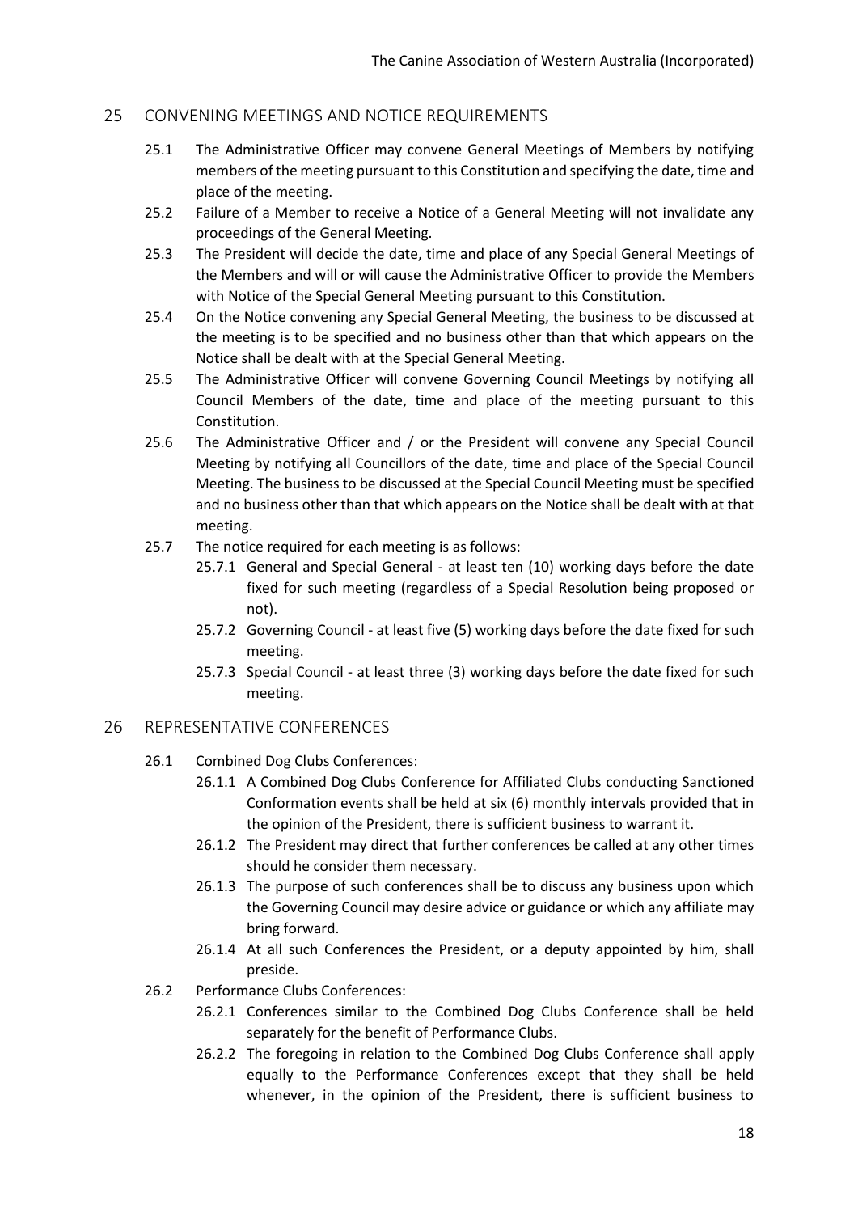## 25 CONVENING MEETINGS AND NOTICE REQUIREMENTS

25.1 The Administrative Officer may convene General Meetings of Members by notifying members of the meeting pursuant to this Constitution and specifying the date, time and place of the meeting.

25.2 Failure of a Member to receive a Notice of a General Meeting will not invalidate any proceedings of the General Meeting.

25.3 The President will decide the date, time and place of any Special General Meetings of the Members and will or will cause the Administrative Officer to provide the Members with Notice of the Special General Meeting pursuant to this Constitution.

25.4 On the Notice convening any Special General Meeting, the business to be discussed at the meeting is to be specified and no business other than that which appears on the Notice shall be dealt with at the Special General Meeting.

25.5 The Administrative Officer will convene Governing Council Meetings by notifying all Council Members of the date, time and place of the meeting pursuant to this Constitution.

25.6 The Administrative Officer and / or the President will convene any Special Council Meeting by notifying all Councillors of the date, time and place of the Special Council Meeting. The business to be discussed at the Special Council Meeting must be specified and no business other than that which appears on the Notice shall be dealt with at that meeting.

25.7 The notice required for each meeting is as follows:

25.7.1 General and Special General - at least ten (10) working days before the date fixed for such meeting (regardless of a Special Resolution being proposed or not).

25.7.2 Governing Council - at least five (5) working days before the date fixed for such meeting.

25.7.3 Special Council - at least three (3) working days before the date fixed for such meeting.

## 26 REPRESENTATIVE CONFERENCES

26.1 Combined Dog Clubs Conferences:

26.1.1 A Combined Dog Clubs Conference for Affiliated Clubs conducting Sanctioned Conformation events shall be held at six (6) monthly intervals provided that in the opinion of the President, there is sufficient business to warrant it.

26.1.2 The President may direct that further conferences be called at any other times should he consider them necessary.

26.1.3 The purpose of such conferences shall be to discuss any business upon which the Governing Council may desire advice or guidance or which any affiliate may bring forward.

26.1.4 At all such Conferences the President, or a deputy appointed by him, shall preside.

26.2 Performance Clubs Conferences:

26.2.1 Conferences similar to the Combined Dog Clubs Conference shall be held separately for the benefit of Performance Clubs.

26.2.2 The foregoing in relation to the Combined Dog Clubs Conference shall apply equally to the Performance Conferences except that they shall be held whenever, in the opinion of the President, there is sufficient business to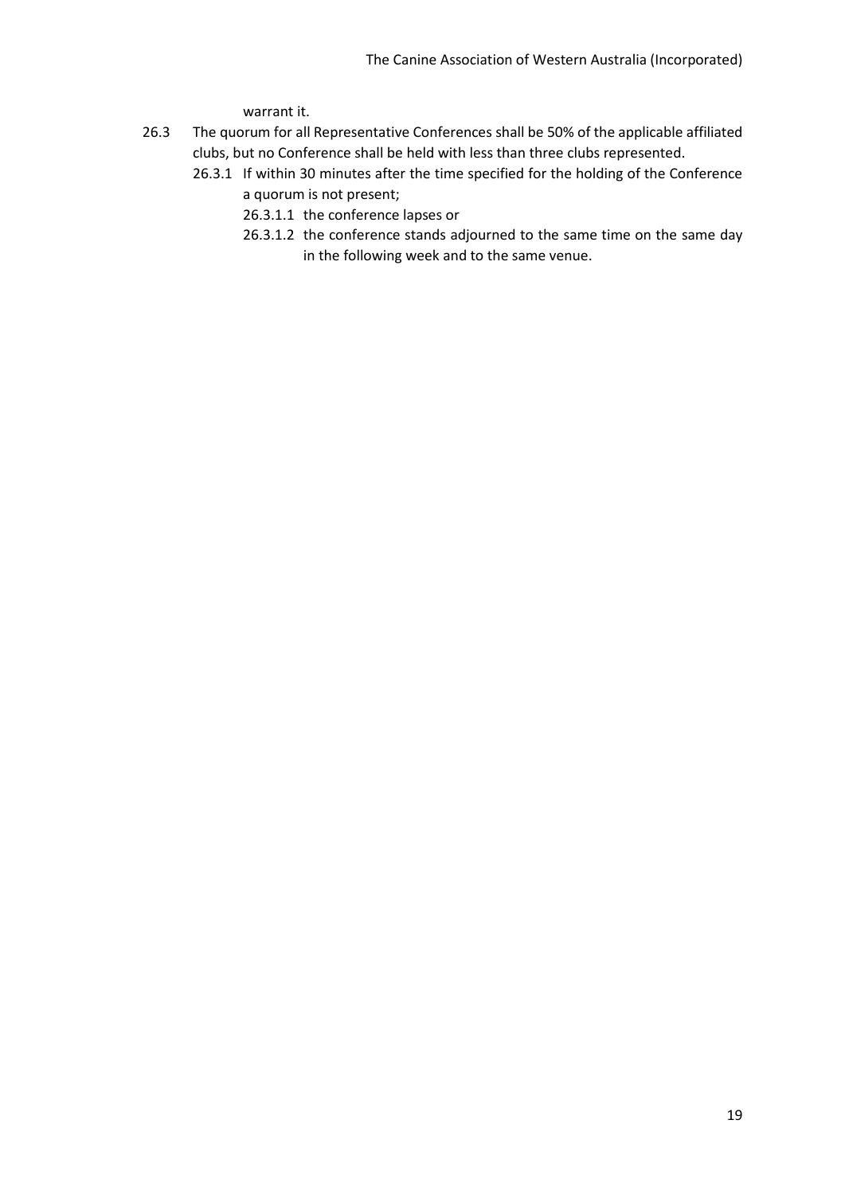warrant it.

26.3 The quorum for all Representative Conferences shall be 50% of the applicable affiliated clubs, but no Conference shall be held with less than three clubs represented.

   26.3.1 If within 30 minutes after the time specified for the holding of the Conference a quorum is not present;

      26.3.1.1 the conference lapses or

      26.3.1.2 the conference stands adjourned to the same time on the same day in the following week and to the same venue.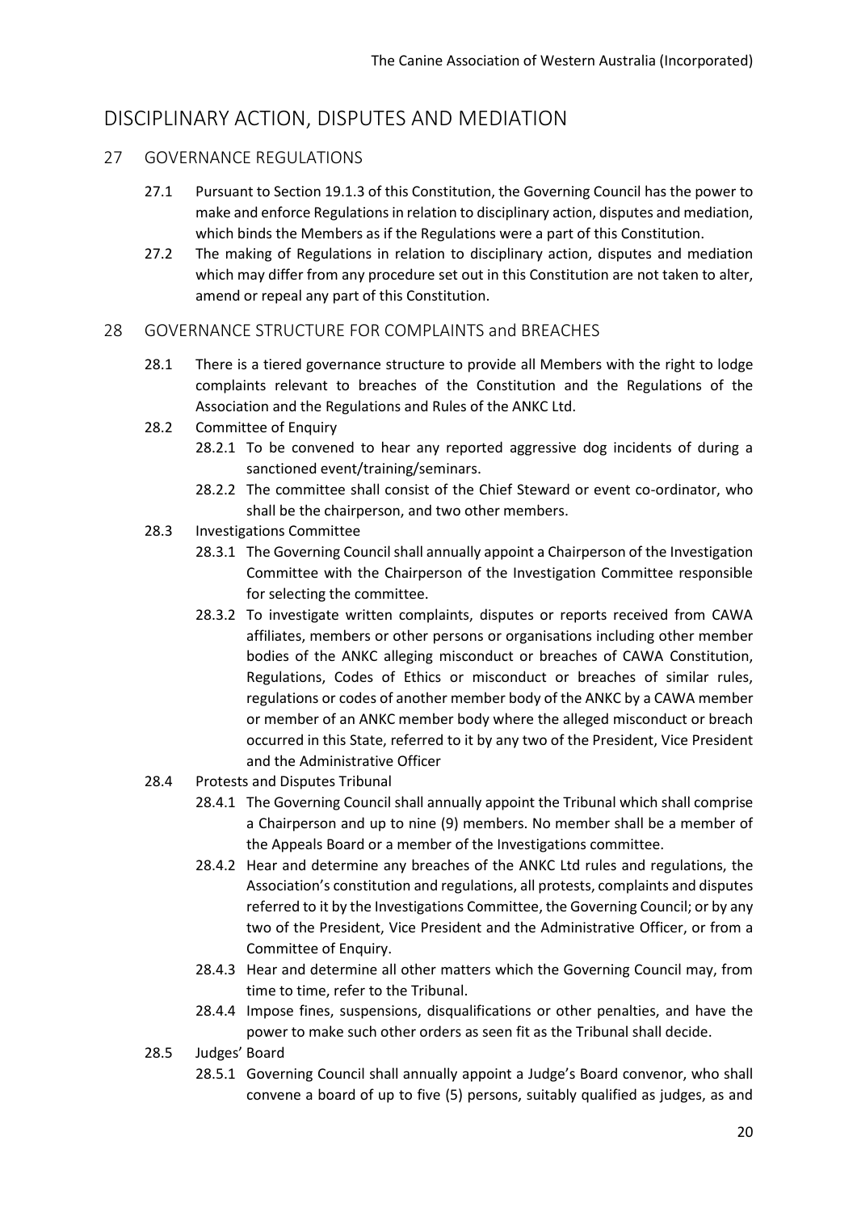# DISCIPLINARY ACTION, DISPUTES AND MEDIATION

## 27 GOVERNANCE REGULATIONS

27.1 Pursuant to Section 19.1.3 of this Constitution, the Governing Council has the power to make and enforce Regulations in relation to disciplinary action, disputes and mediation, which binds the Members as if the Regulations were a part of this Constitution.

27.2 The making of Regulations in relation to disciplinary action, disputes and mediation which may differ from any procedure set out in this Constitution are not taken to alter, amend or repeal any part of this Constitution.

## 28 GOVERNANCE STRUCTURE FOR COMPLAINTS and BREACHES

28.1 There is a tiered governance structure to provide all Members with the right to lodge complaints relevant to breaches of the Constitution and the Regulations of the Association and the Regulations and Rules of the ANKC Ltd.

28.2 Committee of Enquiry

28.2.1 To be convened to hear any reported aggressive dog incidents of during a sanctioned event/training/seminars.

28.2.2 The committee shall consist of the Chief Steward or event co-ordinator, who shall be the chairperson, and two other members.

28.3 Investigations Committee

28.3.1 The Governing Council shall annually appoint a Chairperson of the Investigation Committee with the Chairperson of the Investigation Committee responsible for selecting the committee.

28.3.2 To investigate written complaints, disputes or reports received from CAWA affiliates, members or other persons or organisations including other member bodies of the ANKC alleging misconduct or breaches of CAWA Constitution, Regulations, Codes of Ethics or misconduct or breaches of similar rules, regulations or codes of another member body of the ANKC by a CAWA member or member of an ANKC member body where the alleged misconduct or breach occurred in this State, referred to it by any two of the President, Vice President and the Administrative Officer

28.4 Protests and Disputes Tribunal

28.4.1 The Governing Council shall annually appoint the Tribunal which shall comprise a Chairperson and up to nine (9) members. No member shall be a member of the Appeals Board or a member of the Investigations committee.

28.4.2 Hear and determine any breaches of the ANKC Ltd rules and regulations, the Association's constitution and regulations, all protests, complaints and disputes referred to it by the Investigations Committee, the Governing Council; or by any two of the President, Vice President and the Administrative Officer, or from a Committee of Enquiry.

28.4.3 Hear and determine all other matters which the Governing Council may, from time to time, refer to the Tribunal.

28.4.4 Impose fines, suspensions, disqualifications or other penalties, and have the power to make such other orders as seen fit as the Tribunal shall decide.

28.5 Judges' Board

28.5.1 Governing Council shall annually appoint a Judge's Board convenor, who shall convene a board of up to five (5) persons, suitably qualified as judges, as and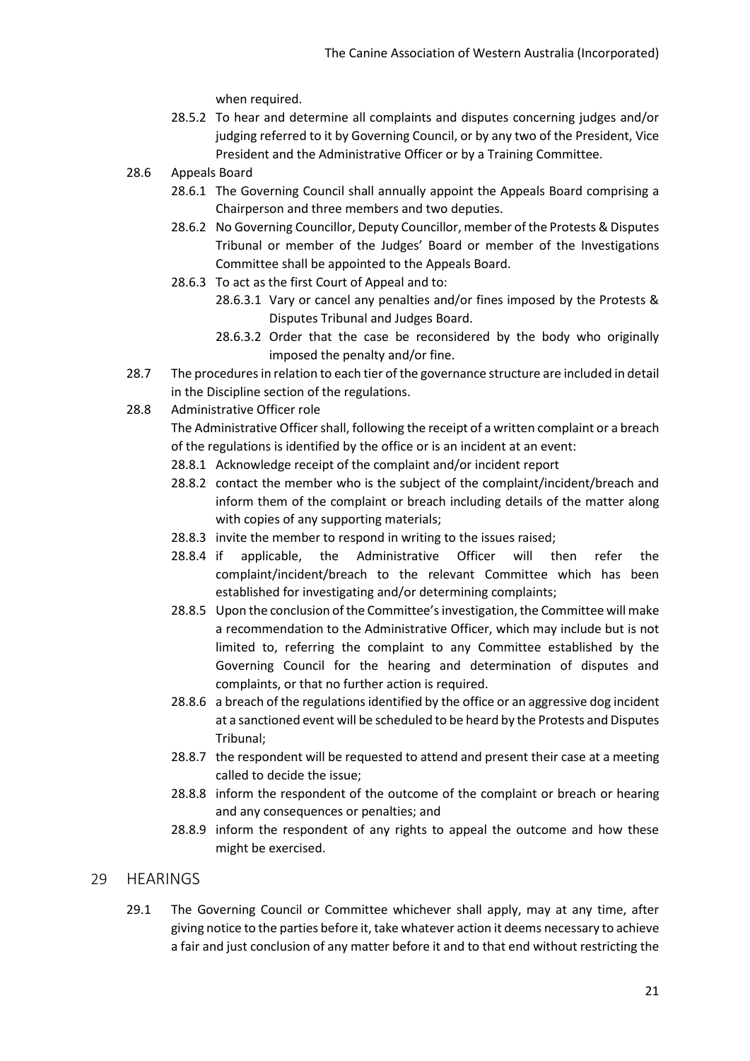when required.

28.5.2 To hear and determine all complaints and disputes concerning judges and/or judging referred to it by Governing Council, or by any two of the President, Vice President and the Administrative Officer or by a Training Committee.

28.6 Appeals Board

28.6.1 The Governing Council shall annually appoint the Appeals Board comprising a Chairperson and three members and two deputies.

28.6.2 No Governing Councillor, Deputy Councillor, member of the Protests & Disputes Tribunal or member of the Judges' Board or member of the Investigations Committee shall be appointed to the Appeals Board.

28.6.3 To act as the first Court of Appeal and to:

28.6.3.1 Vary or cancel any penalties and/or fines imposed by the Protests & Disputes Tribunal and Judges Board.

28.6.3.2 Order that the case be reconsidered by the body who originally imposed the penalty and/or fine.

28.7 The procedures in relation to each tier of the governance structure are included in detail in the Discipline section of the regulations.

28.8 Administrative Officer role

The Administrative Officer shall, following the receipt of a written complaint or a breach of the regulations is identified by the office or is an incident at an event:

28.8.1 Acknowledge receipt of the complaint and/or incident report

28.8.2 contact the member who is the subject of the complaint/incident/breach and inform them of the complaint or breach including details of the matter along with copies of any supporting materials;

28.8.3 invite the member to respond in writing to the issues raised;

28.8.4 if applicable, the Administrative Officer will then refer the complaint/incident/breach to the relevant Committee which has been established for investigating and/or determining complaints;

28.8.5 Upon the conclusion of the Committee's investigation, the Committee will make a recommendation to the Administrative Officer, which may include but is not limited to, referring the complaint to any Committee established by the Governing Council for the hearing and determination of disputes and complaints, or that no further action is required.

28.8.6 a breach of the regulations identified by the office or an aggressive dog incident at a sanctioned event will be scheduled to be heard by the Protests and Disputes Tribunal;

28.8.7 the respondent will be requested to attend and present their case at a meeting called to decide the issue;

28.8.8 inform the respondent of the outcome of the complaint or breach or hearing and any consequences or penalties; and

28.8.9 inform the respondent of any rights to appeal the outcome and how these might be exercised.

## 29 HEARINGS

29.1 The Governing Council or Committee whichever shall apply, may at any time, after giving notice to the parties before it, take whatever action it deems necessary to achieve a fair and just conclusion of any matter before it and to that end without restricting the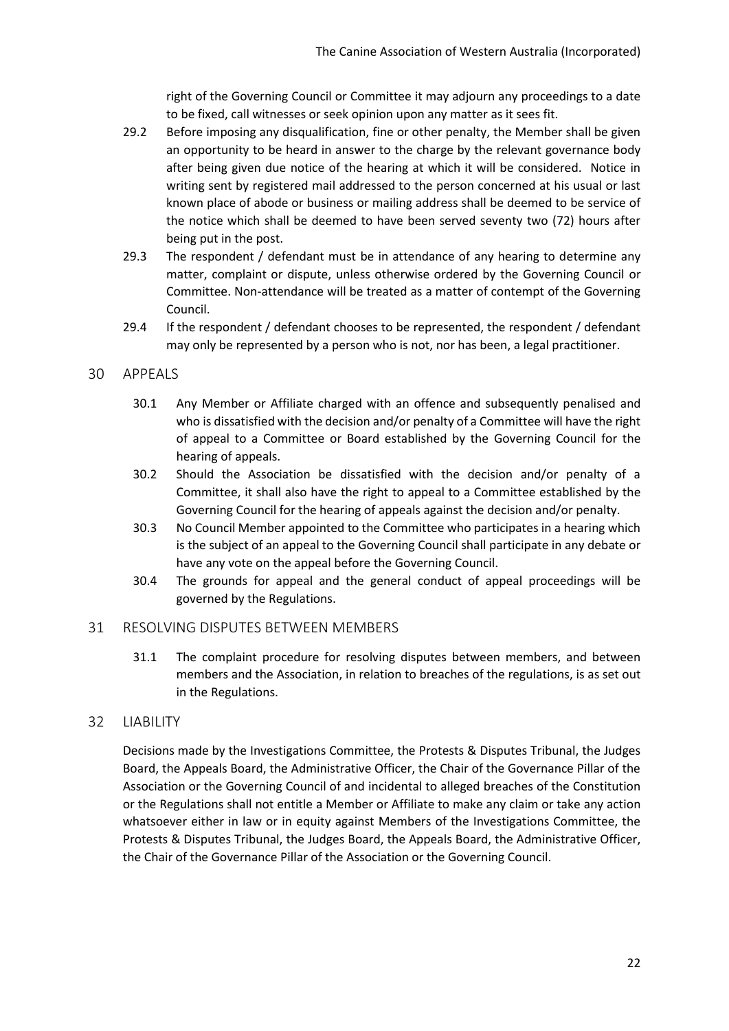right of the Governing Council or Committee it may adjourn any proceedings to a date to be fixed, call witnesses or seek opinion upon any matter as it sees fit.

29.2 Before imposing any disqualification, fine or other penalty, the Member shall be given an opportunity to be heard in answer to the charge by the relevant governance body after being given due notice of the hearing at which it will be considered. Notice in writing sent by registered mail addressed to the person concerned at his usual or last known place of abode or business or mailing address shall be deemed to be service of the notice which shall be deemed to have been served seventy two (72) hours after being put in the post.

29.3 The respondent / defendant must be in attendance of any hearing to determine any matter, complaint or dispute, unless otherwise ordered by the Governing Council or Committee. Non-attendance will be treated as a matter of contempt of the Governing Council.

29.4 If the respondent / defendant chooses to be represented, the respondent / defendant may only be represented by a person who is not, nor has been, a legal practitioner.

## 30 APPEALS

30.1 Any Member or Affiliate charged with an offence and subsequently penalised and who is dissatisfied with the decision and/or penalty of a Committee will have the right of appeal to a Committee or Board established by the Governing Council for the hearing of appeals.

30.2 Should the Association be dissatisfied with the decision and/or penalty of a Committee, it shall also have the right to appeal to a Committee established by the Governing Council for the hearing of appeals against the decision and/or penalty.

30.3 No Council Member appointed to the Committee who participates in a hearing which is the subject of an appeal to the Governing Council shall participate in any debate or have any vote on the appeal before the Governing Council.

30.4 The grounds for appeal and the general conduct of appeal proceedings will be governed by the Regulations.

## 31 RESOLVING DISPUTES BETWEEN MEMBERS

31.1 The complaint procedure for resolving disputes between members, and between members and the Association, in relation to breaches of the regulations, is as set out in the Regulations.

## 32 LIABILITY

Decisions made by the Investigations Committee, the Protests & Disputes Tribunal, the Judges Board, the Appeals Board, the Administrative Officer, the Chair of the Governance Pillar of the Association or the Governing Council of and incidental to alleged breaches of the Constitution or the Regulations shall not entitle a Member or Affiliate to make any claim or take any action whatsoever either in law or in equity against Members of the Investigations Committee, the Protests & Disputes Tribunal, the Judges Board, the Appeals Board, the Administrative Officer, the Chair of the Governance Pillar of the Association or the Governing Council.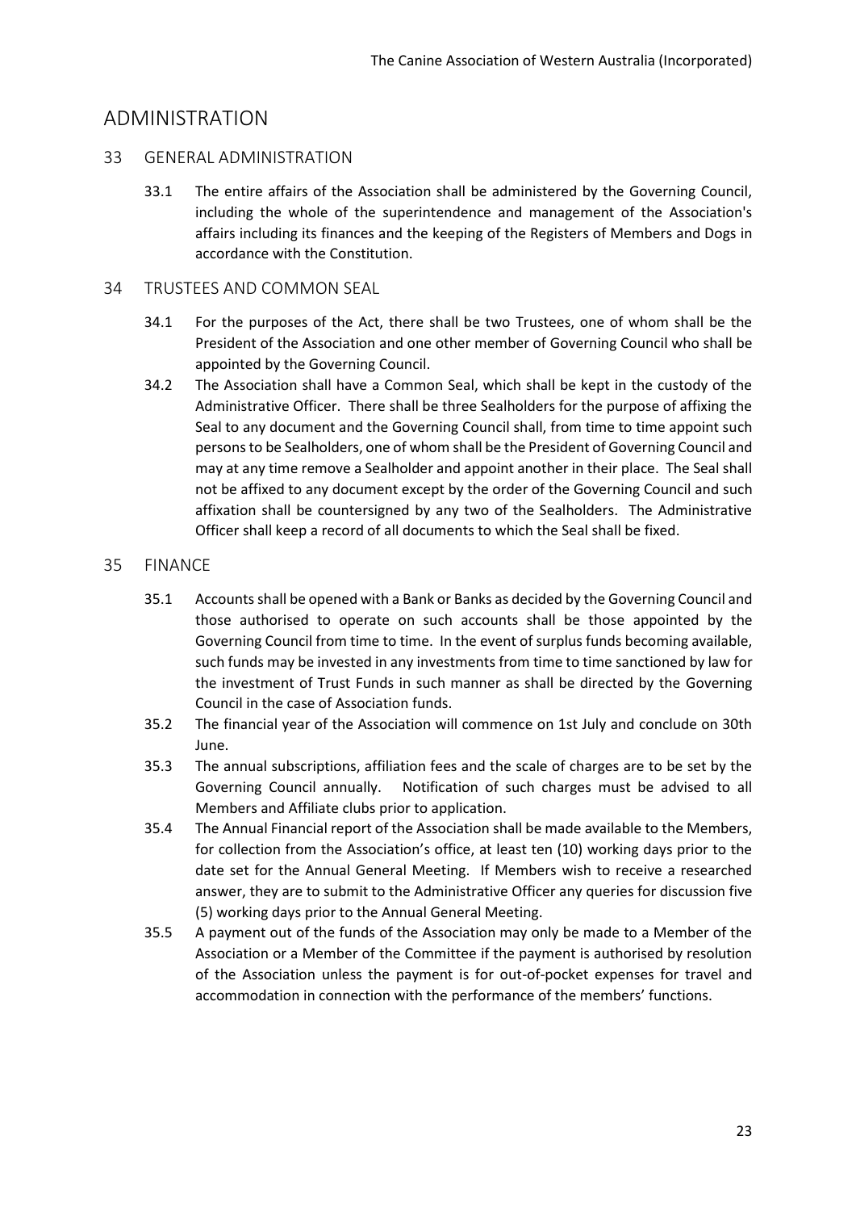# ADMINISTRATION

## 33 GENERAL ADMINISTRATION

33.1 The entire affairs of the Association shall be administered by the Governing Council, including the whole of the superintendence and management of the Association's affairs including its finances and the keeping of the Registers of Members and Dogs in accordance with the Constitution.

## 34 TRUSTEES AND COMMON SEAL

34.1 For the purposes of the Act, there shall be two Trustees, one of whom shall be the President of the Association and one other member of Governing Council who shall be appointed by the Governing Council.

34.2 The Association shall have a Common Seal, which shall be kept in the custody of the Administrative Officer. There shall be three Sealholders for the purpose of affixing the Seal to any document and the Governing Council shall, from time to time appoint such persons to be Sealholders, one of whom shall be the President of Governing Council and may at any time remove a Sealholder and appoint another in their place. The Seal shall not be affixed to any document except by the order of the Governing Council and such affixation shall be countersigned by any two of the Sealholders. The Administrative Officer shall keep a record of all documents to which the Seal shall be fixed.

## 35 FINANCE

35.1 Accounts shall be opened with a Bank or Banks as decided by the Governing Council and those authorised to operate on such accounts shall be those appointed by the Governing Council from time to time. In the event of surplus funds becoming available, such funds may be invested in any investments from time to time sanctioned by law for the investment of Trust Funds in such manner as shall be directed by the Governing Council in the case of Association funds.

35.2 The financial year of the Association will commence on 1st July and conclude on 30th June.

35.3 The annual subscriptions, affiliation fees and the scale of charges are to be set by the Governing Council annually. Notification of such charges must be advised to all Members and Affiliate clubs prior to application.

35.4 The Annual Financial report of the Association shall be made available to the Members, for collection from the Association's office, at least ten (10) working days prior to the date set for the Annual General Meeting. If Members wish to receive a researched answer, they are to submit to the Administrative Officer any queries for discussion five (5) working days prior to the Annual General Meeting.

35.5 A payment out of the funds of the Association may only be made to a Member of the Association or a Member of the Committee if the payment is authorised by resolution of the Association unless the payment is for out-of-pocket expenses for travel and accommodation in connection with the performance of the members' functions.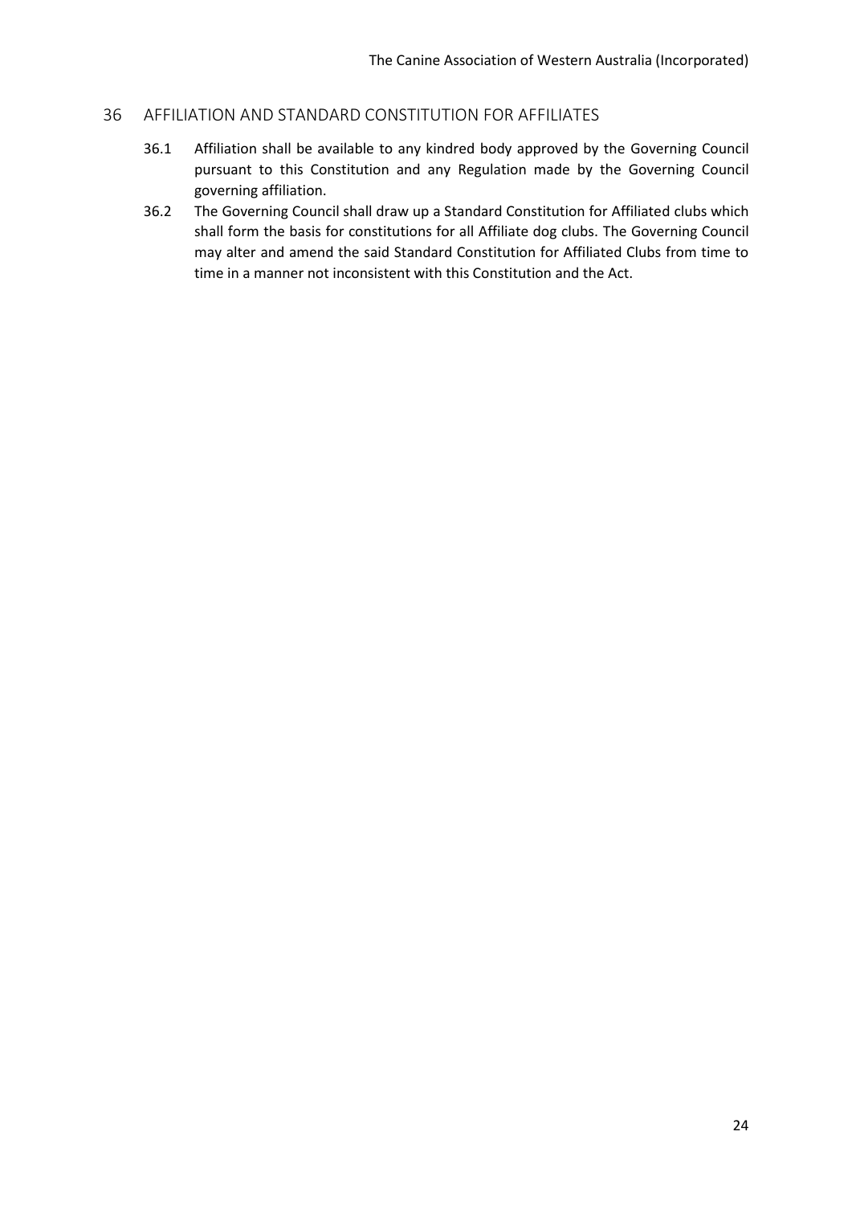## 36 AFFILIATION AND STANDARD CONSTITUTION FOR AFFILIATES

36.1 Affiliation shall be available to any kindred body approved by the Governing Council pursuant to this Constitution and any Regulation made by the Governing Council governing affiliation.

36.2 The Governing Council shall draw up a Standard Constitution for Affiliated clubs which shall form the basis for constitutions for all Affiliate dog clubs. The Governing Council may alter and amend the said Standard Constitution for Affiliated Clubs from time to time in a manner not inconsistent with this Constitution and the Act.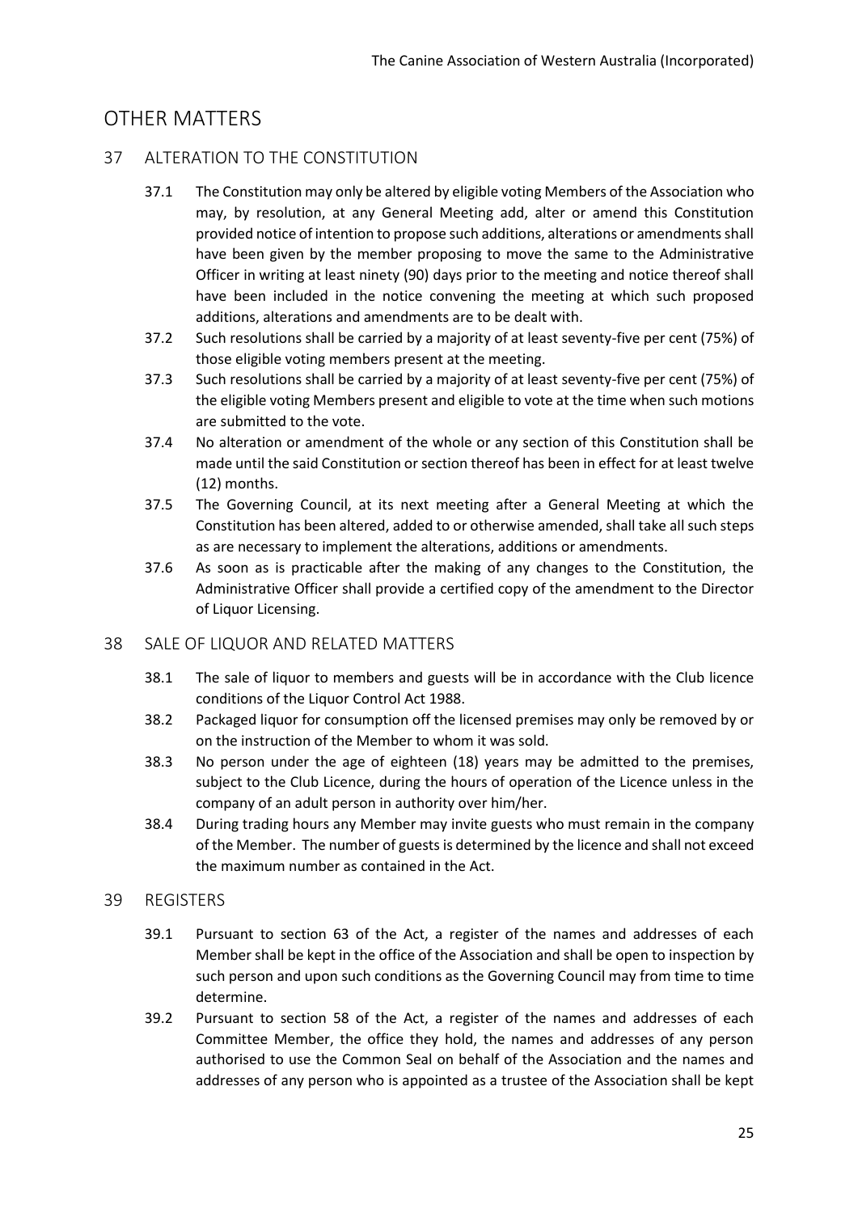# OTHER MATTERS

## 37 ALTERATION TO THE CONSTITUTION

37.1 The Constitution may only be altered by eligible voting Members of the Association who may, by resolution, at any General Meeting add, alter or amend this Constitution provided notice of intention to propose such additions, alterations or amendments shall have been given by the member proposing to move the same to the Administrative Officer in writing at least ninety (90) days prior to the meeting and notice thereof shall have been included in the notice convening the meeting at which such proposed additions, alterations and amendments are to be dealt with.

37.2 Such resolutions shall be carried by a majority of at least seventy-five per cent (75%) of those eligible voting members present at the meeting.

37.3 Such resolutions shall be carried by a majority of at least seventy-five per cent (75%) of the eligible voting Members present and eligible to vote at the time when such motions are submitted to the vote.

37.4 No alteration or amendment of the whole or any section of this Constitution shall be made until the said Constitution or section thereof has been in effect for at least twelve (12) months.

37.5 The Governing Council, at its next meeting after a General Meeting at which the Constitution has been altered, added to or otherwise amended, shall take all such steps as are necessary to implement the alterations, additions or amendments.

37.6 As soon as is practicable after the making of any changes to the Constitution, the Administrative Officer shall provide a certified copy of the amendment to the Director of Liquor Licensing.

## 38 SALE OF LIQUOR AND RELATED MATTERS

38.1 The sale of liquor to members and guests will be in accordance with the Club licence conditions of the Liquor Control Act 1988.

38.2 Packaged liquor for consumption off the licensed premises may only be removed by or on the instruction of the Member to whom it was sold.

38.3 No person under the age of eighteen (18) years may be admitted to the premises, subject to the Club Licence, during the hours of operation of the Licence unless in the company of an adult person in authority over him/her.

38.4 During trading hours any Member may invite guests who must remain in the company of the Member. The number of guests is determined by the licence and shall not exceed the maximum number as contained in the Act.

## 39 REGISTERS

39.1 Pursuant to section 63 of the Act, a register of the names and addresses of each Member shall be kept in the office of the Association and shall be open to inspection by such person and upon such conditions as the Governing Council may from time to time determine.

39.2 Pursuant to section 58 of the Act, a register of the names and addresses of each Committee Member, the office they hold, the names and addresses of any person authorised to use the Common Seal on behalf of the Association and the names and addresses of any person who is appointed as a trustee of the Association shall be kept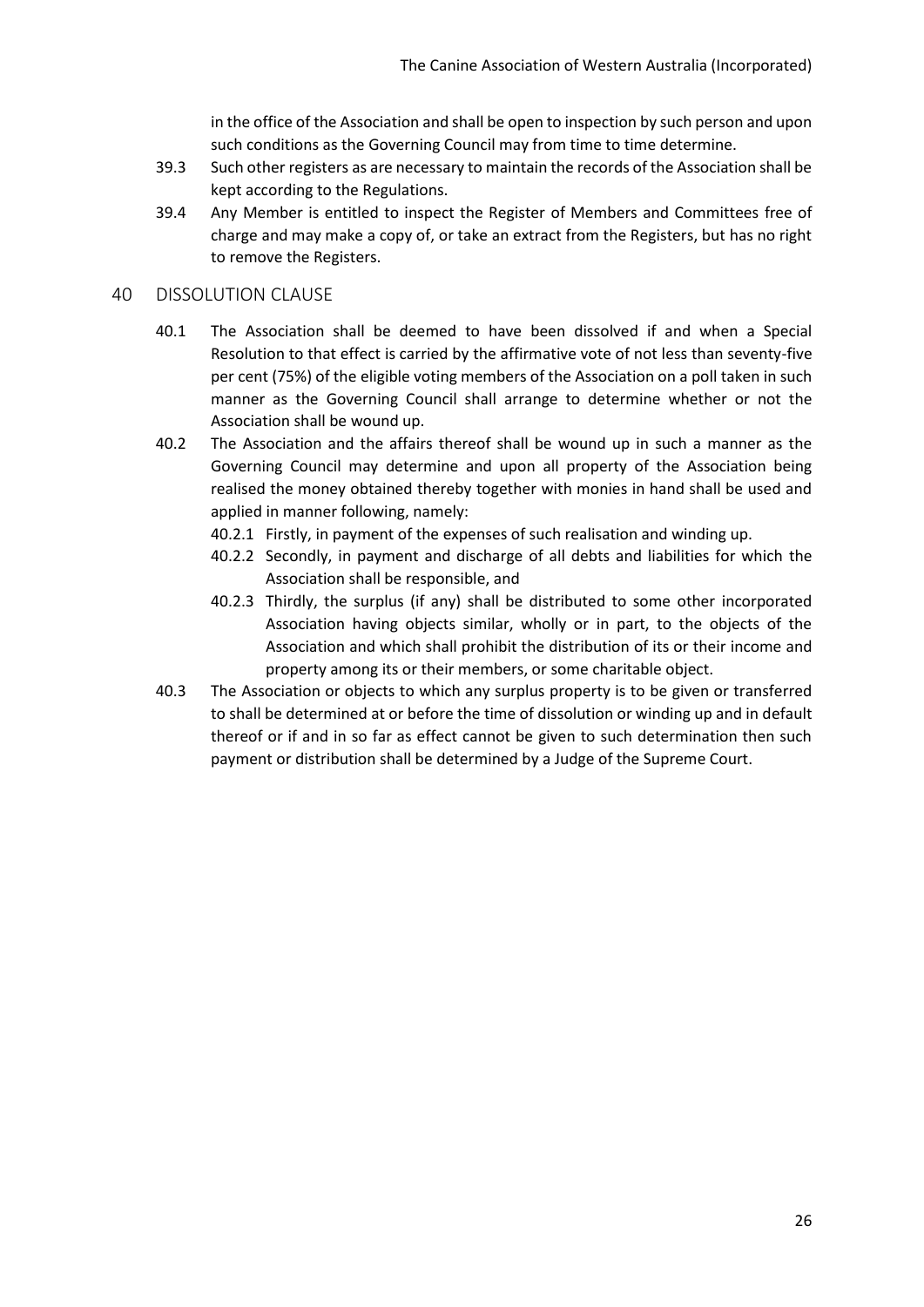in the office of the Association and shall be open to inspection by such person and upon such conditions as the Governing Council may from time to time determine.

39.3 Such other registers as are necessary to maintain the records of the Association shall be kept according to the Regulations.

39.4 Any Member is entitled to inspect the Register of Members and Committees free of charge and may make a copy of, or take an extract from the Registers, but has no right to remove the Registers.

## 40 DISSOLUTION CLAUSE

40.1 The Association shall be deemed to have been dissolved if and when a Special Resolution to that effect is carried by the affirmative vote of not less than seventy-five per cent (75%) of the eligible voting members of the Association on a poll taken in such manner as the Governing Council shall arrange to determine whether or not the Association shall be wound up.

40.2 The Association and the affairs thereof shall be wound up in such a manner as the Governing Council may determine and upon all property of the Association being realised the money obtained thereby together with monies in hand shall be used and applied in manner following, namely:

40.2.1 Firstly, in payment of the expenses of such realisation and winding up.

40.2.2 Secondly, in payment and discharge of all debts and liabilities for which the Association shall be responsible, and

40.2.3 Thirdly, the surplus (if any) shall be distributed to some other incorporated Association having objects similar, wholly or in part, to the objects of the Association and which shall prohibit the distribution of its or their income and property among its or their members, or some charitable object.

40.3 The Association or objects to which any surplus property is to be given or transferred to shall be determined at or before the time of dissolution or winding up and in default thereof or if and in so far as effect cannot be given to such determination then such payment or distribution shall be determined by a Judge of the Supreme Court.